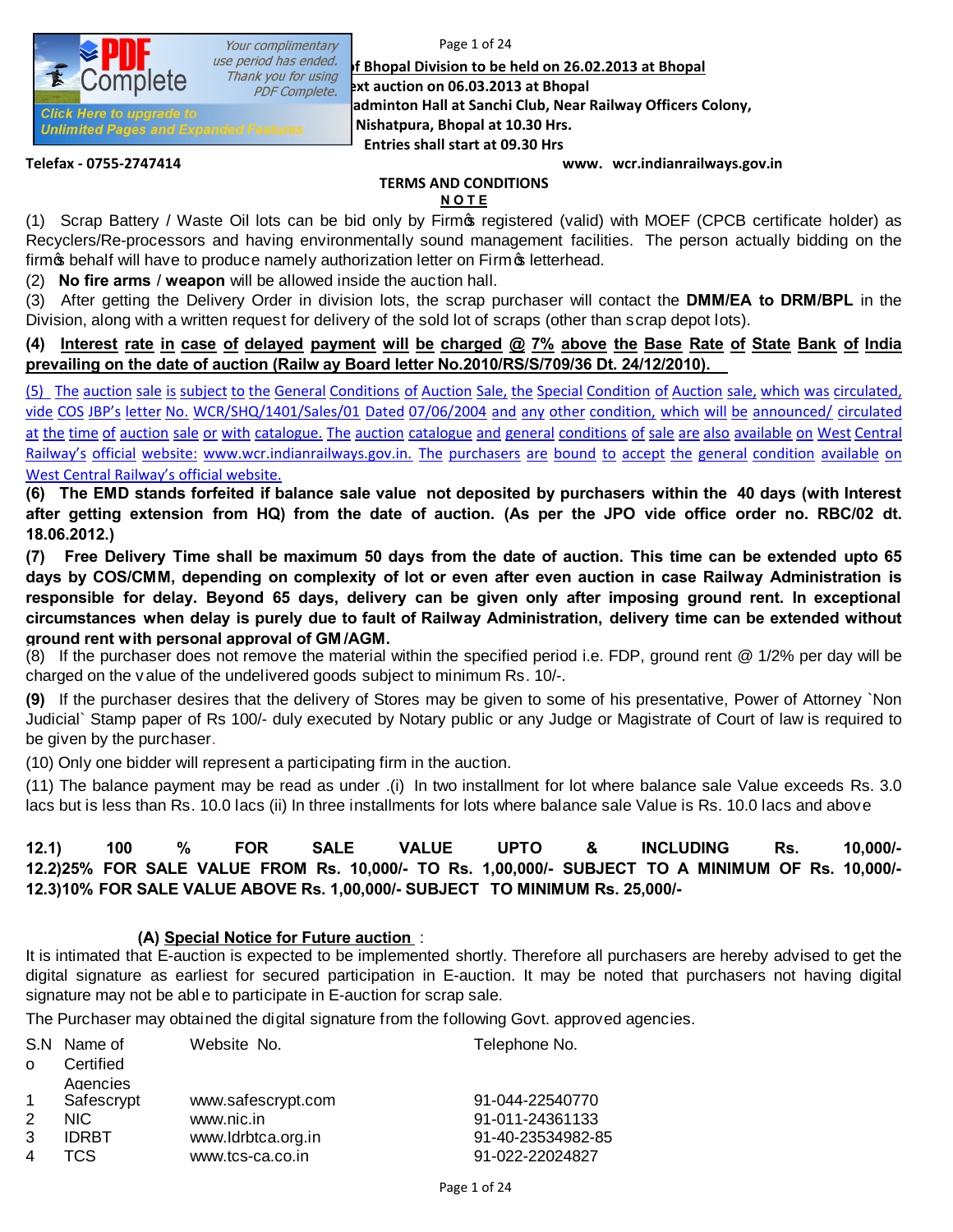f Bhopal Division to be held on 26.02.2013 at Bhopal

xt auction on 06.03.2013 at Bhopal

adminton Hall at Sanchi Club, Near Railway Officers Colony, Nishatpura, Bhopal at 10.30 Hrs.

Entries shall start at 09.30 Hrs

Telefax - 0755-2747414 www. wcr.indianrailways.gov.in

## TERMS AND CONDITIONS

**NOTE**

(1) Scrap Battery / Waste Oil lots can be bid only by Firm's registered (valid) with MOEF (CPCB certificate holder) as Recyclers/Re-processors and having environmentally sound management facilities. The person actually bidding on the firm's behalf will have to produce namely authorization letter on Firm's letterhead.

(2) **No fire arms** / **weapon** will be allowed inside the auction hall.

(3) After getting the Delivery Order in division lots, the scrap purchaser will contact the **DMM/EA to DRM/BPL** in the Division, along with a written request for delivery of the sold lot of scraps (other than scrap depot lots).

**(4) Interest rate in case of delayed payment will be charged @ 7% above the Base Rate of State Bank of India prevailing on the date of auction (Railway Board letter No.2010/RS/S/709/36 Dt. 24/12/2010).**

(5) The auction sale is subject to the General Conditions of Auction Sale, the Special Condition of Auction sale, which was circulated, vide COS JBP's letter No. WCR/SHQ/1401/Sales/01 Dated 07/06/2004 and any other condition, which will be announced/ circulated at the time of auction sale or with catalogue. The auction catalogue and general conditions of sale are also available on West Central Railway's official website: www.wcr.indianrailways.gov.in. The purchasers are bound to accept the general condition available on West Central Railway's official website.

**(6) The EMD stands forfeited if balance sale value not deposited by purchasers within the 40 days (with Interest after getting extension from HQ) from the date of auction. (As per the JPO vide office order no. RBC/02 dt. 18.06.2012.)**

**(7) Free Delivery Time shall be maximum 50 days from the date of auction. This time can be extended upto 65 days by COS/CMM, depending on complexity of lot or even after even auction in case Railway Administration is responsible for delay. Beyond 65 days, delivery can be given only after imposing ground rent. In exceptional circumstances when delay is purely due to fault of Railway Administration, delivery time can be extended without ground rent with personal approval of GM/AGM.**

(8) If the purchaser does not remove the material within the specified period i.e. FDP, ground rent @ 1/2% per day will be charged on the value of the undelivered goods subject to minimum Rs. 10/-.

**(9)** If the purchaser desires that the delivery of Stores may be given to some of his presentative, Power of Attorney `Non Judicial` Stamp paper of Rs 100/- duly executed by Notary public or any Judge or Magistrate of Court of law is required to be given by the purchaser.

(10) Only one bidder will represent a participating firm in the auction.

(11) The balance payment may be read as under .(i) In two installment for lot where balance sale Value exceeds Rs. 3.0 lacs but is less than Rs. 10.0 lacs (ii) In three installments for lots where balance sale Value is Rs. 10.0 lacs and above

**12.1) 100 % FOR SALE VALUE UPTO & INCLUDING Rs. 10,000/-**
**12.2)25% FOR SALE VALUE FROM Rs. 10,000/- TO Rs. 1,00,000/- SUBJECT TO A MINIMUM OF Rs. 10,000/-**
**12.3)10% FOR SALE VALUE ABOVE Rs. 1,00,000/- SUBJECT TO MINIMUM Rs. 25,000/-**

### (A) Special Notice for Future auction :

It is intimated that E-auction is expected to be implemented shortly. Therefore all purchasers are hereby advised to get the digital signature as earliest for secured participation in E-auction. It may be noted that purchasers not having digital signature may not be able to participate in E-auction for scrap sale.

The Purchaser may obtained the digital signature from the following Govt. approved agencies.

| S.No | Name of Certified Agencies | Website No. | Telephone No. |
|---|---|---|---|
| 1 | Safescrypt | www.safescrypt.com | 91-044-22540770 |
| 2 | NIC | www.nic.in | 91-011-24361133 |
| 3 | IDRBT | www.Idrbtca.org.in | 91-40-23534982-85 |
| 4 | TCS | www.tcs-ca.co.in | 91-022-22024827 |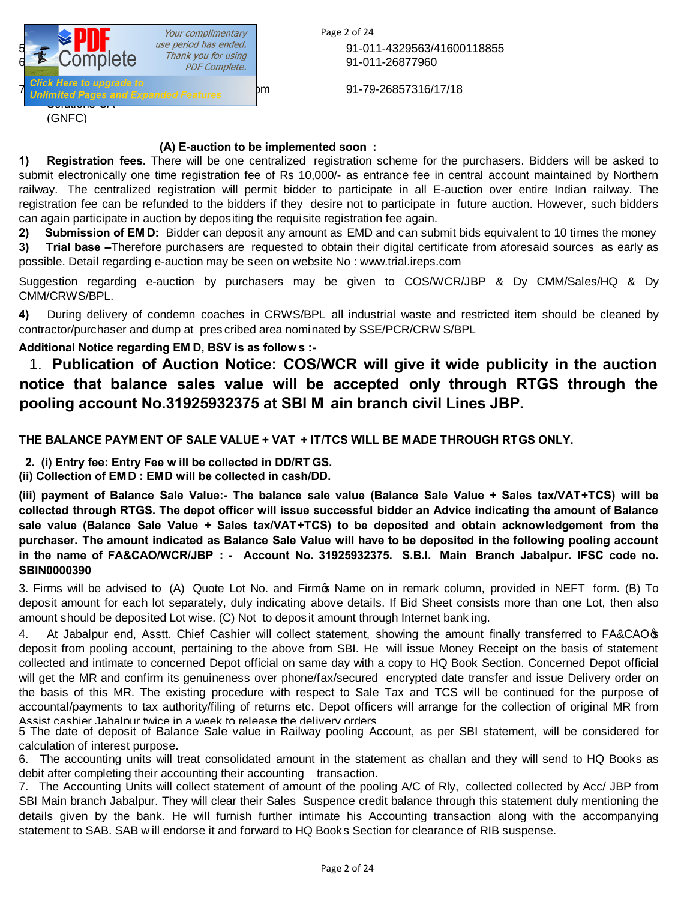| | | |
|---|---|---|
| 5 | | 91-011-4329563/41600118855 |
| 6 | | 91-011-26877960 |
| 7 | ...m Solutions SA (GNFC) | 91-79-26857316/17/18 |

**(A) E-auction to be implemented soon :**

**1) Registration fees.** There will be one centralized registration scheme for the purchasers. Bidders will be asked to submit electronically one time registration fee of Rs 10,000/- as entrance fee in central account maintained by Northern railway. The centralized registration will permit bidder to participate in all E-auction over entire Indian railway. The registration fee can be refunded to the bidders if they desire not to participate in future auction. However, such bidders can again participate in auction by depositing the requisite registration fee again.

**2) Submission of EMD:** Bidder can deposit any amount as EMD and can submit bids equivalent to 10 times the money

**3) Trial base –**Therefore purchasers are requested to obtain their digital certificate from aforesaid sources as early as possible. Detail regarding e-auction may be seen on website No : www.trial.ireps.com

Suggestion regarding e-auction by purchasers may be given to COS/WCR/JBP & Dy CMM/Sales/HQ & Dy CMM/CRWS/BPL.

**4)** During delivery of condemn coaches in CRWS/BPL all industrial waste and restricted item should be cleaned by contractor/purchaser and dump at prescribed area nominated by SSE/PCR/CRWS/BPL

**Additional Notice regarding EMD, BSV is as follows :-**

1. **Publication of Auction Notice: COS/WCR will give it wide publicity in the auction notice that balance sales value will be accepted only through RTGS through the pooling account No.31925932375 at SBI Main branch civil Lines JBP.**

**THE BALANCE PAYMENT OF SALE VALUE + VAT + IT/TCS WILL BE MADE THROUGH RTGS ONLY.**

**2. (i) Entry fee: Entry Fee will be collected in DD/RTGS.**

**(ii) Collection of EMD : EMD will be collected in cash/DD.**

**(iii) payment of Balance Sale Value:- The balance sale value (Balance Sale Value + Sales tax/VAT+TCS) will be collected through RTGS. The depot officer will issue successful bidder an Advice indicating the amount of Balance sale value (Balance Sale Value + Sales tax/VAT+TCS) to be deposited and obtain acknowledgement from the purchaser. The amount indicated as Balance Sale Value will have to be deposited in the following pooling account in the name of FA&CAO/WCR/JBP : - Account No. 31925932375. S.B.I. Main Branch Jabalpur. IFSC code no. SBIN0000390**

3. Firms will be advised to (A) Quote Lot No. and Firm's Name on in remark column, provided in NEFT form. (B) To deposit amount for each lot separately, duly indicating above details. If Bid Sheet consists more than one Lot, then also amount should be deposited Lot wise. (C) Not to deposit amount through Internet banking.

4. At Jabalpur end, Asstt. Chief Cashier will collect statement, showing the amount finally transferred to FA&CAO's deposit from pooling account, pertaining to the above from SBI. He will issue Money Receipt on the basis of statement collected and intimate to concerned Depot official on same day with a copy to HQ Book Section. Concerned Depot official will get the MR and confirm its genuineness over phone/fax/secured encrypted date transfer and issue Delivery order on the basis of this MR. The existing procedure with respect to Sale Tax and TCS will be continued for the purpose of accountal/payments to tax authority/filing of returns etc. Depot officers will arrange for the collection of original MR from Assist cashier Jabalpur twice in a week to release the delivery orders.

5 The date of deposit of Balance Sale value in Railway pooling Account, as per SBI statement, will be considered for calculation of interest purpose.

6. The accounting units will treat consolidated amount in the statement as challan and they will send to HQ Books as debit after completing their accounting their accounting transaction.

7. The Accounting Units will collect statement of amount of the pooling A/C of Rly, collected collected by Acc/ JBP from SBI Main branch Jabalpur. They will clear their Sales Suspence credit balance through this statement duly mentioning the details given by the bank. He will furnish further intimate his Accounting transaction along with the accompanying statement to SAB. SAB will endorse it and forward to HQ Books Section for clearance of RIB suspense.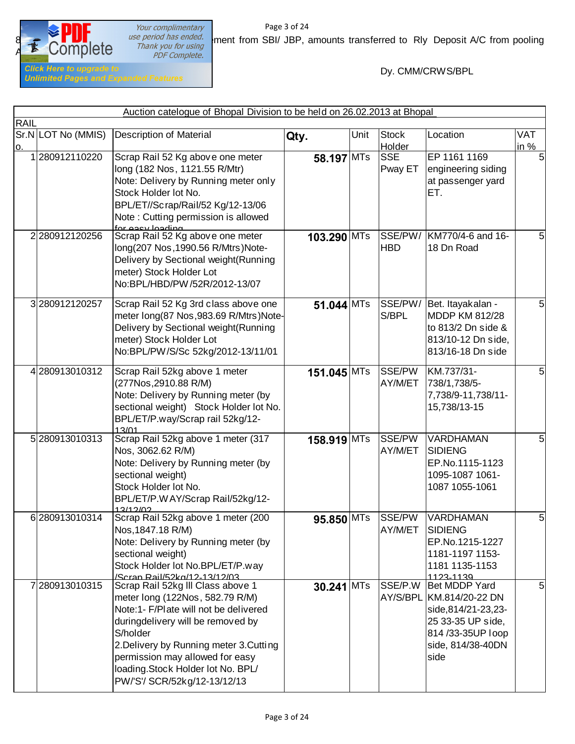8 ... ment from SBI/ JBP, amounts transferred to Rly Deposit A/C from pooling A...

Dy. CMM/CRWS/BPL

**Auction catalogue of Bhopal Division to be held on 26.02.2013 at Bhopal**

RAIL

| Sr.No. | LOT No (MMIS) | Description of Material | Qty. | Unit | Stock Holder | Location | VAT in % |
|---|---|---|---|---|---|---|---|
| 1 | 280912110220 | Scrap Rail 52 Kg above one meter long (182 Nos, 1121.55 R/Mtr) Note: Delivery by Running meter only Stock Holder lot No. BPL/ET//Scrap/Rail/52 Kg/12-13/06 Note : Cutting permission is allowed for easy loading | **58.197** | MTs | SSE Pway ET | EP 1161 1169 engineering siding at passenger yard ET. | 5 |
| 2 | 280912120256 | Scrap Rail 52 Kg above one meter long(207 Nos,1990.56 R/Mtrs)Note- Delivery by Sectional weight(Running meter) Stock Holder Lot No:BPL/HBD/PW/52R/2012-13/07 | **103.290** | MTs | SSE/PW/ HBD | KM770/4-6 and 16-18 Dn Road | 5 |
| 3 | 280912120257 | Scrap Rail 52 Kg 3rd class above one meter long(87 Nos,983.69 R/Mtrs)Note- Delivery by Sectional weight(Running meter) Stock Holder Lot No:BPL/PW/S/Sc 52kg/2012-13/11/01 | **51.044** | MTs | SSE/PW/ S/BPL | Bet. Itayakalan - MDDP KM 812/28 to 813/2 Dn side & 813/10-12 Dn side, 813/16-18 Dn side | 5 |
| 4 | 280913010312 | Scrap Rail 52kg above 1 meter (277Nos,2910.88 R/M) Note: Delivery by Running meter (by sectional weight) Stock Holder lot No. BPL/ET/P.way/Scrap rail 52kg/12-13/01 | **151.045** | MTs | SSE/PW AY/M/ET | KM.737/31-738/1,738/5-7,738/9-11,738/11-15,738/13-15 | 5 |
| 5 | 280913010313 | Scrap Rail 52kg above 1 meter (317 Nos, 3062.62 R/M) Note: Delivery by Running meter (by sectional weight) Stock Holder lot No. BPL/ET/P.WAY/Scrap Rail/52kg/12-13/12/02 | **158.919** | MTs | SSE/PW AY/M/ET | VARDHAMAN SIDIENG EP.No.1115-1123 1095-1087 1061-1087 1055-1061 | 5 |
| 6 | 280913010314 | Scrap Rail 52kg above 1 meter (200 Nos,1847.18 R/M) Note: Delivery by Running meter (by sectional weight) Stock Holder lot No.BPL/ET/P.way /Scrap Rail/52kg/12-13/12/03 | **95.850** | MTs | SSE/PW AY/M/ET | VARDHAMAN SIDIENG EP.No.1215-1227 1181-1197 1153-1181 1135-1153 1123-1139 | 5 |
| 7 | 280913010315 | Scrap Rail 52kg III Class above 1 meter long (122Nos, 582.79 R/M) Note:1- F/Plate will not be delivered duringdelivery will be removed by S/holder 2.Delivery by Running meter 3.Cutting permission may allowed for easy loading.Stock Holder lot No. BPL/ PW/'S'/ SCR/52kg/12-13/12/13 | **30.241** | MTs | SSE/P.W AY/S/BPL | Bet MDDP Yard KM.814/20-22 DN side,814/21-23,23-25 33-35 UP side, 814 /33-35UP loop side, 814/38-40DN side | 5 |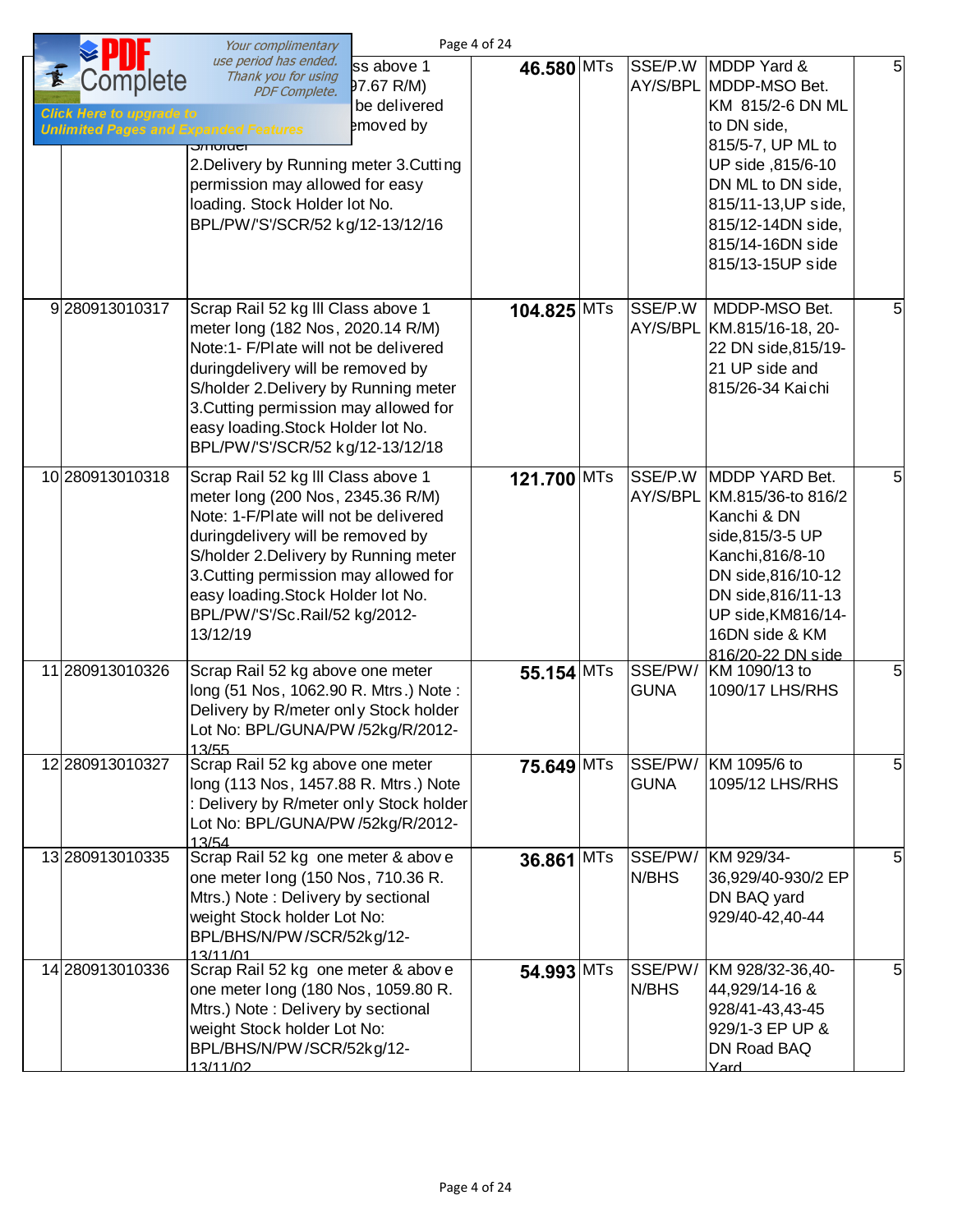| | | | | | | | |
|---|---|---|---|---|---|---|---|
| | | ...ss above 1 ...97.67 R/M) ...be delivered ...emoved by S/holder 2.Delivery by Running meter 3.Cutting permission may allowed for easy loading. Stock Holder lot No. BPL/PW/'S'/SCR/52 kg/12-13/12/16 | 46.580 | MTs | SSE/P.W AY/S/BPL | MDDP Yard & MDDP-MSO Bet. KM 815/2-6 DN ML to DN side, 815/5-7, UP ML to UP side ,815/6-10 DN ML to DN side, 815/11-13,UP side, 815/12-14DN side, 815/14-16DN side 815/13-15UP side | 5 |
| 9 | 280913010317 | Scrap Rail 52 kg III Class above 1 meter long (182 Nos, 2020.14 R/M) Note:1- F/Plate will not be delivered duringdelivery will be removed by S/holder 2.Delivery by Running meter 3.Cutting permission may allowed for easy loading.Stock Holder lot No. BPL/PW/'S'/SCR/52 kg/12-13/12/18 | 104.825 | MTs | SSE/P.W AY/S/BPL | MDDP-MSO Bet. KM.815/16-18, 20-22 DN side,815/19-21 UP side and 815/26-34 Kaichi | 5 |
| 10 | 280913010318 | Scrap Rail 52 kg III Class above 1 meter long (200 Nos, 2345.36 R/M) Note: 1-F/Plate will not be delivered duringdelivery will be removed by S/holder 2.Delivery by Running meter 3.Cutting permission may allowed for easy loading.Stock Holder lot No. BPL/PW/'S'/Sc.Rail/52 kg/2012-13/12/19 | 121.700 | MTs | SSE/P.W AY/S/BPL | MDDP YARD Bet. KM.815/36-to 816/2 Kanchi & DN side,815/3-5 UP Kanchi,816/8-10 DN side,816/10-12 DN side,816/11-13 UP side,KM816/14-16DN side & KM 816/20-22 DN side | 5 |
| 11 | 280913010326 | Scrap Rail 52 kg above one meter long (51 Nos, 1062.90 R. Mtrs.) Note : Delivery by R/meter only Stock holder Lot No: BPL/GUNA/PW /52kg/R/2012-13/55 | 55.154 | MTs | SSE/PW/ GUNA | KM 1090/13 to 1090/17 LHS/RHS | 5 |
| 12 | 280913010327 | Scrap Rail 52 kg above one meter long (113 Nos, 1457.88 R. Mtrs.) Note : Delivery by R/meter only Stock holder Lot No: BPL/GUNA/PW /52kg/R/2012-13/54 | 75.649 | MTs | SSE/PW/ GUNA | KM 1095/6 to 1095/12 LHS/RHS | 5 |
| 13 | 280913010335 | Scrap Rail 52 kg one meter & above one meter long (150 Nos, 710.36 R. Mtrs.) Note : Delivery by sectional weight Stock holder Lot No: BPL/BHS/N/PW /SCR/52kg/12-13/11/01 | 36.861 | MTs | SSE/PW/ N/BHS | KM 929/34-36,929/40-930/2 EP DN BAQ yard 929/40-42,40-44 | 5 |
| 14 | 280913010336 | Scrap Rail 52 kg one meter & above one meter long (180 Nos, 1059.80 R. Mtrs.) Note : Delivery by sectional weight Stock holder Lot No: BPL/BHS/N/PW /SCR/52kg/12-13/11/02 | 54.993 | MTs | SSE/PW/ N/BHS | KM 928/32-36,40-44,929/14-16 & 928/41-43,43-45 929/1-3 EP UP & DN Road BAQ Yard | 5 |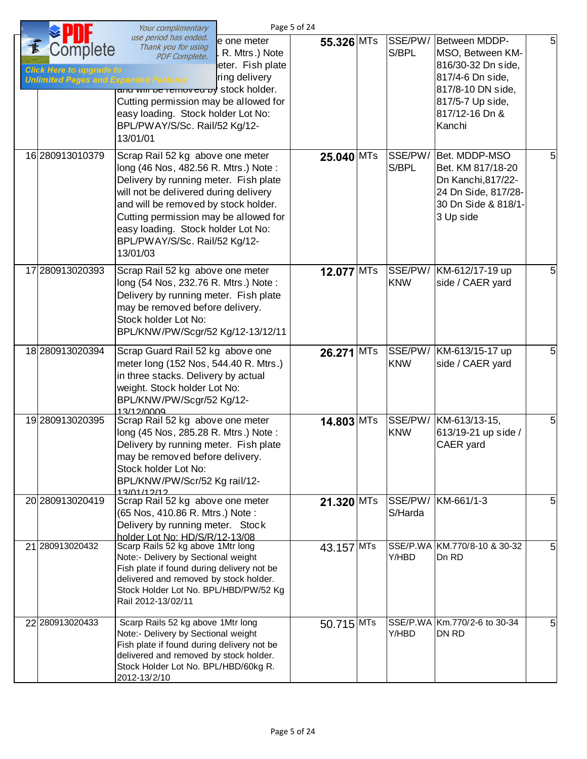| | | | | | | | |
|---|---|---|---|---|---|---|---|
| | | e one meter . R. Mtrs.) Note eter. Fish plate ring delivery and will be removed by stock holder. Cutting permission may be allowed for easy loading. Stock holder Lot No: BPL/PWAY/S/Sc. Rail/52 Kg/12-13/01/01 | **55.326** | MTs | SSE/PW/ S/BPL | Between MDDP-MSO, Between KM-816/30-32 Dn side, 817/4-6 Dn side, 817/8-10 DN side, 817/5-7 Up side, 817/12-16 Dn & Kanchi | 5 |
| 16 | 280913010379 | Scrap Rail 52 kg above one meter long (46 Nos, 482.56 R. Mtrs.) Note : Delivery by running meter. Fish plate will not be delivered during delivery and will be removed by stock holder. Cutting permission may be allowed for easy loading. Stock holder Lot No: BPL/PWAY/S/Sc. Rail/52 Kg/12-13/01/03 | **25.040** | MTs | SSE/PW/ S/BPL | Bet. MDDP-MSO Bet. KM 817/18-20 Dn Kanchi,817/22-24 Dn Side, 817/28-30 Dn Side & 818/1-3 Up side | 5 |
| 17 | 280913020393 | Scrap Rail 52 kg above one meter long (54 Nos, 232.76 R. Mtrs.) Note : Delivery by running meter. Fish plate may be removed before delivery. Stock holder Lot No: BPL/KNW/PW/Scgr/52 Kg/12-13/12/11 | **12.077** | MTs | SSE/PW/ KNW | KM-612/17-19 up side / CAER yard | 5 |
| 18 | 280913020394 | Scrap Guard Rail 52 kg above one meter long (152 Nos, 544.40 R. Mtrs.) in three stacks. Delivery by actual weight. Stock holder Lot No: BPL/KNW/PW/Scgr/52 Kg/12-13/12/0009 | **26.271** | MTs | SSE/PW/ KNW | KM-613/15-17 up side / CAER yard | 5 |
| 19 | 280913020395 | Scrap Rail 52 kg above one meter long (45 Nos, 285.28 R. Mtrs.) Note : Delivery by running meter. Fish plate may be removed before delivery. Stock holder Lot No: BPL/KNW/PW/Scr/52 Kg rail/12-13/01/12/12 | **14.803** | MTs | SSE/PW/ KNW | KM-613/13-15, 613/19-21 up side / CAER yard | 5 |
| 20 | 280913020419 | Scrap Rail 52 kg above one meter (65 Nos, 410.86 R. Mtrs.) Note : Delivery by running meter. Stock holder Lot No: HD/S/R/12-13/08 | **21.320** | MTs | SSE/PW/ S/Harda | KM-661/1-3 | 5 |
| 21 | 280913020432 | Scarp Rails 52 kg above 1Mtr long Note:- Delivery by Sectional weight Fish plate if found during delivery not be delivered and removed by stock holder. Stock Holder Lot No. BPL/HBD/PW/52 Kg Rail 2012-13/02/11 | 43.157 | MTs | SSE/P.WAY/HBD | KM.770/8-10 & 30-32 Dn RD | 5 |
| 22 | 280913020433 | Scarp Rails 52 kg above 1Mtr long Note:- Delivery by Sectional weight Fish plate if found during delivery not be delivered and removed by stock holder. Stock Holder Lot No. BPL/HBD/60kg R. 2012-13/2/10 | 50.715 | MTs | SSE/P.WAY/HBD | Km.770/2-6 to 30-34 DN RD | 5 |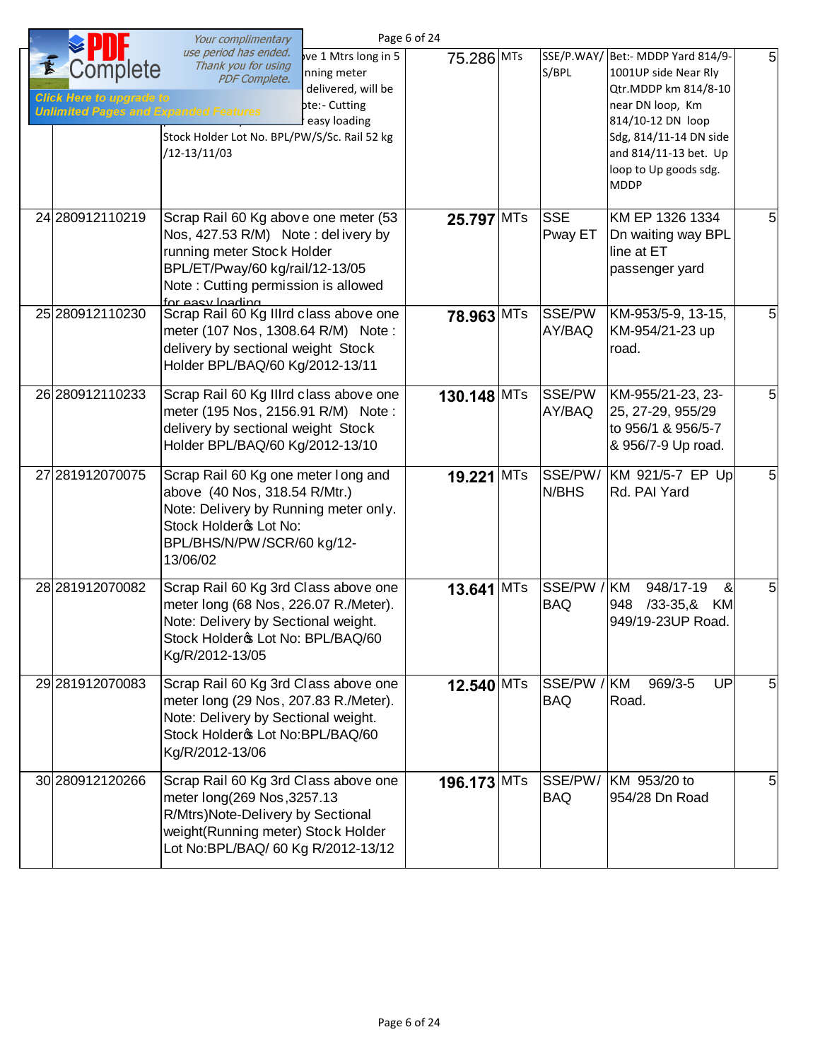| | | | | | | | |
|---|---|---|---|---|---|---|---|
| | | ...ve 1 Mtrs long in 5 ...nning meter ... delivered, will be ...te:- Cutting ... easy loading Stock Holder Lot No. BPL/PW/S/Sc. Rail 52 kg /12-13/11/03 | 75.286 | MTs | SSE/P.WAY/ S/BPL | Bet:- MDDP Yard 814/9-1001UP side Near Rly Qtr.MDDP km 814/8-10 near DN loop, Km 814/10-12 DN loop Sdg, 814/11-14 DN side and 814/11-13 bet. Up loop to Up goods sdg. MDDP | 5 |
| 24 | 280912110219 | Scrap Rail 60 Kg above one meter (53 Nos, 427.53 R/M) Note : delivery by running meter Stock Holder BPL/ET/Pway/60 kg/rail/12-13/05 Note : Cutting permission is allowed for easy loading | 25.797 | MTs | SSE Pway ET | KM EP 1326 1334 Dn waiting way BPL line at ET passenger yard | 5 |
| 25 | 280912110230 | Scrap Rail 60 Kg IIIrd class above one meter (107 Nos, 1308.64 R/M) Note : delivery by sectional weight Stock Holder BPL/BAQ/60 Kg/2012-13/11 | 78.963 | MTs | SSE/PW AY/BAQ | KM-953/5-9, 13-15, KM-954/21-23 up road. | 5 |
| 26 | 280912110233 | Scrap Rail 60 Kg IIIrd class above one meter (195 Nos, 2156.91 R/M) Note : delivery by sectional weight Stock Holder BPL/BAQ/60 Kg/2012-13/10 | 130.148 | MTs | SSE/PW AY/BAQ | KM-955/21-23, 23-25, 27-29, 955/29 to 956/1 & 956/5-7 & 956/7-9 Up road. | 5 |
| 27 | 281912070075 | Scrap Rail 60 Kg one meter long and above (40 Nos, 318.54 R/Mtr.) Note: Delivery by Running meter only. Stock Holder's Lot No: BPL/BHS/N/PW/SCR/60 kg/12-13/06/02 | 19.221 | MTs | SSE/PW/ N/BHS | KM 921/5-7 EP Up Rd. PAI Yard | 5 |
| 28 | 281912070082 | Scrap Rail 60 Kg 3rd Class above one meter long (68 Nos, 226.07 R./Meter). Note: Delivery by Sectional weight. Stock Holder's Lot No: BPL/BAQ/60 Kg/R/2012-13/05 | 13.641 | MTs | SSE/PW / BAQ | KM 948/17-19 & 948 /33-35,& KM 949/19-23UP Road. | 5 |
| 29 | 281912070083 | Scrap Rail 60 Kg 3rd Class above one meter long (29 Nos, 207.83 R./Meter). Note: Delivery by Sectional weight. Stock Holder's Lot No:BPL/BAQ/60 Kg/R/2012-13/06 | 12.540 | MTs | SSE/PW / BAQ | KM 969/3-5 UP Road. | 5 |
| 30 | 280912120266 | Scrap Rail 60 Kg 3rd Class above one meter long(269 Nos ,3257.13 R/Mtrs)Note-Delivery by Sectional weight(Running meter) Stock Holder Lot No:BPL/BAQ/ 60 Kg R/2012-13/12 | 196.173 | MTs | SSE/PW/ BAQ | KM 953/20 to 954/28 Dn Road | 5 |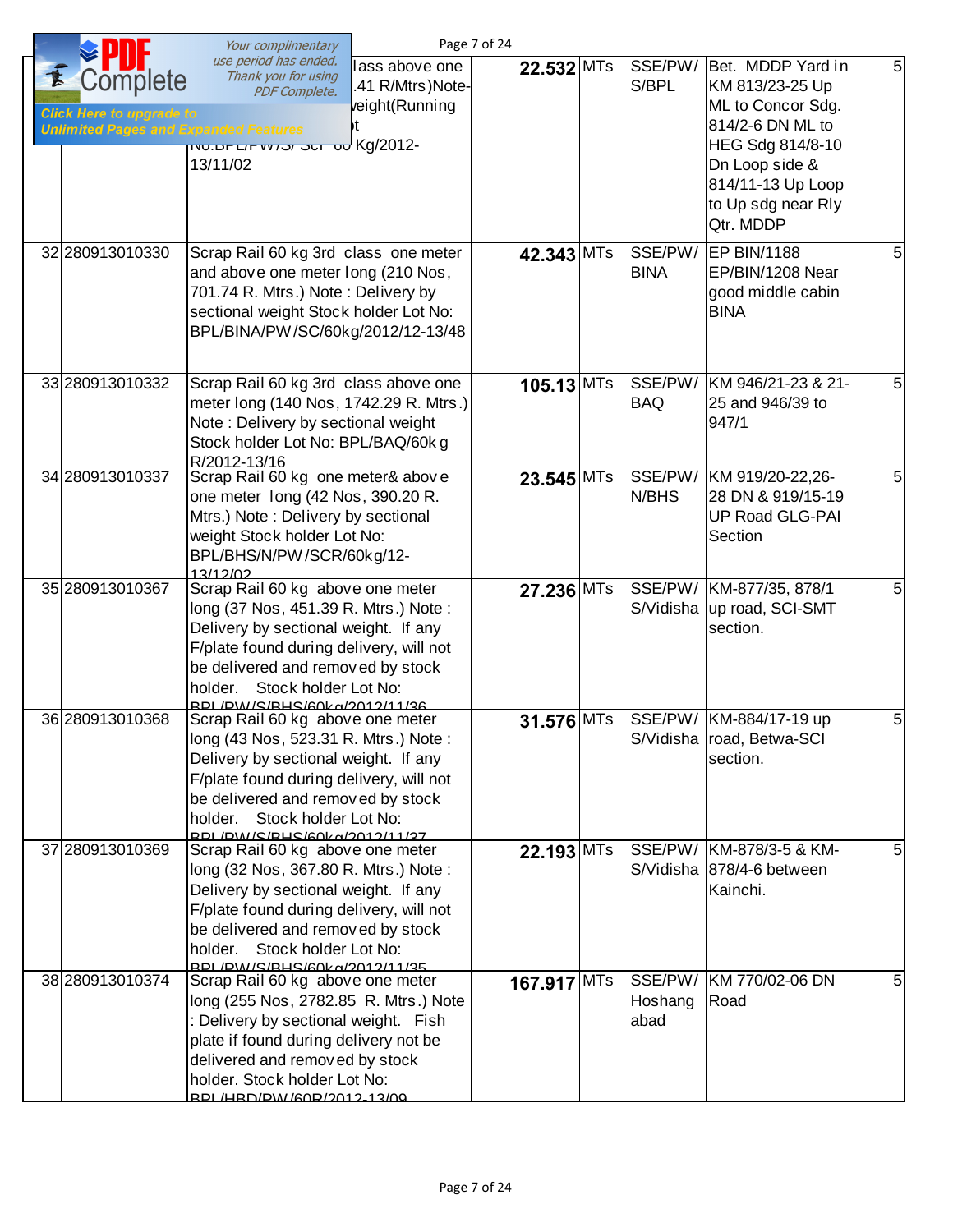| | | | | | | | |
|---|---|---|---|---|---|---|---|
| | | ...lass above one ...41 R/Mtrs)Note- ...weight(Running ...t ...No.BPL/PW/S/Scr-60 Kg/2012-13/11/02 | **22.532** | MTs | SSE/PW/ S/BPL | Bet. MDDP Yard in KM 813/23-25 Up ML to Concor Sdg. 814/2-6 DN ML to HEG Sdg 814/8-10 Dn Loop side & 814/11-13 Up Loop to Up sdg near Rly Qtr. MDDP | 5 |
| 32 | 280913010330 | Scrap Rail 60 kg 3rd class one meter and above one meter long (210 Nos, 701.74 R. Mtrs.) Note : Delivery by sectional weight Stock holder Lot No: BPL/BINA/PW/SC/60kg/2012/12-13/48 | **42.343** | MTs | SSE/PW/ BINA | EP BIN/1188 EP/BIN/1208 Near good middle cabin BINA | 5 |
| 33 | 280913010332 | Scrap Rail 60 kg 3rd class above one meter long (140 Nos, 1742.29 R. Mtrs.) Note : Delivery by sectional weight Stock holder Lot No: BPL/BAQ/60kg R/2012-13/16 | **105.13** | MTs | SSE/PW/ BAQ | KM 946/21-23 & 21-25 and 946/39 to 947/1 | 5 |
| 34 | 280913010337 | Scrap Rail 60 kg one meter& above one meter long (42 Nos, 390.20 R. Mtrs.) Note : Delivery by sectional weight Stock holder Lot No: BPL/BHS/N/PW/SCR/60kg/12-13/12/02 | **23.545** | MTs | SSE/PW/ N/BHS | KM 919/20-22,26-28 DN & 919/15-19 UP Road GLG-PAI Section | 5 |
| 35 | 280913010367 | Scrap Rail 60 kg above one meter long (37 Nos, 451.39 R. Mtrs.) Note : Delivery by sectional weight. If any F/plate found during delivery, will not be delivered and removed by stock holder. Stock holder Lot No: BPL/PW/S/BHS/60kg/2012/11/36 | **27.236** | MTs | SSE/PW/ S/Vidisha | KM-877/35, 878/1 up road, SCI-SMT section. | 5 |
| 36 | 280913010368 | Scrap Rail 60 kg above one meter long (43 Nos, 523.31 R. Mtrs.) Note : Delivery by sectional weight. If any F/plate found during delivery, will not be delivered and removed by stock holder. Stock holder Lot No: BPL/PW/S/BHS/60kg/2012/11/37 | **31.576** | MTs | SSE/PW/ S/Vidisha | KM-884/17-19 up road, Betwa-SCI section. | 5 |
| 37 | 280913010369 | Scrap Rail 60 kg above one meter long (32 Nos, 367.80 R. Mtrs.) Note : Delivery by sectional weight. If any F/plate found during delivery, will not be delivered and removed by stock holder. Stock holder Lot No: BPL/PW/S/BHS/60kg/2012/11/35 | **22.193** | MTs | SSE/PW/ S/Vidisha | KM-878/3-5 & KM-878/4-6 between Kainchi. | 5 |
| 38 | 280913010374 | Scrap Rail 60 kg above one meter long (255 Nos, 2782.85 R. Mtrs.) Note : Delivery by sectional weight. Fish plate if found during delivery not be delivered and removed by stock holder. Stock holder Lot No: BPL/HBD/PW/60R/2012-13/09 | **167.917** | MTs | SSE/PW/ Hoshang abad | KM 770/02-06 DN Road | 5 |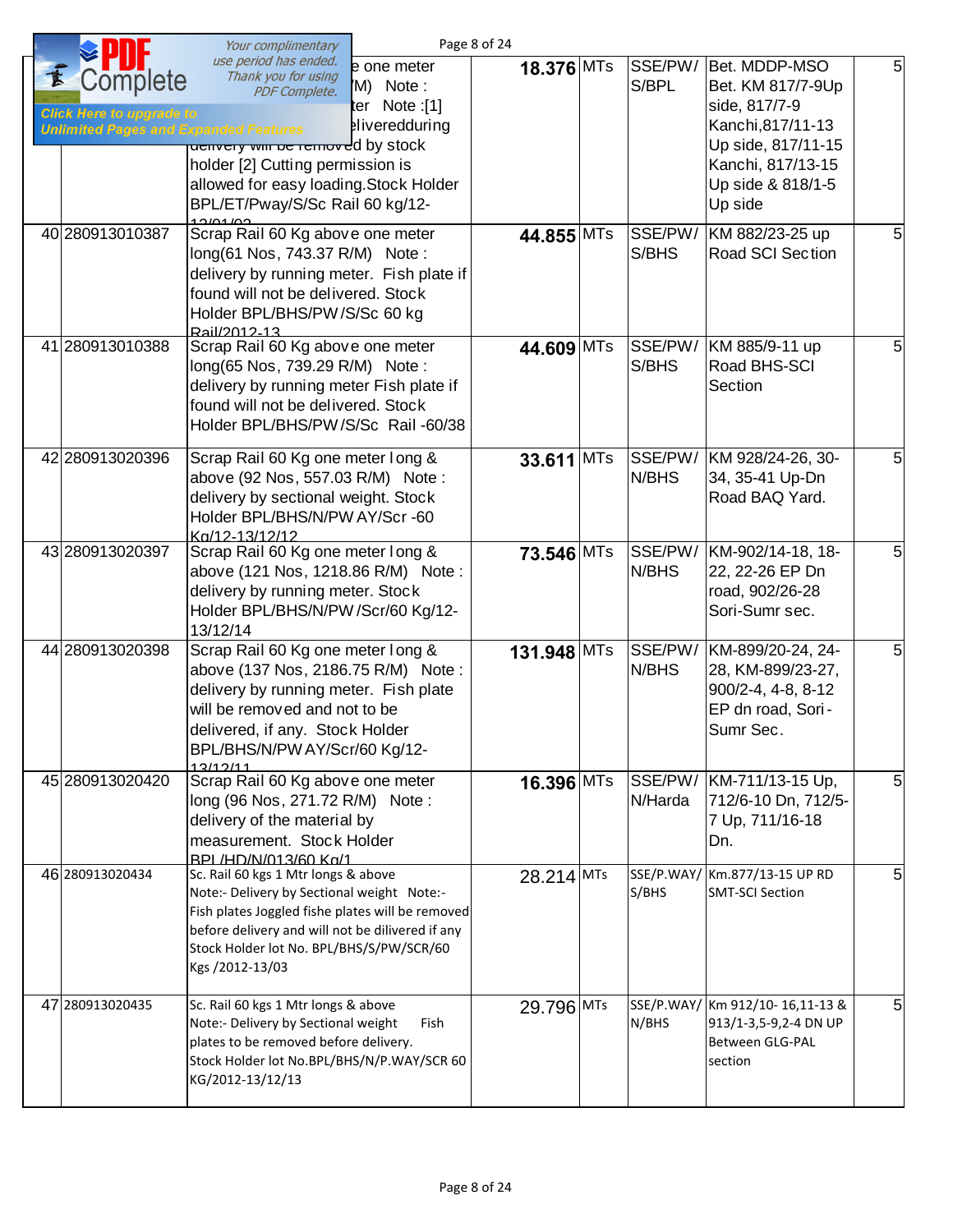| | | | | | | | |
|---|---|---|---|---|---|---|---|
| | | ...e one meter ...M) Note : ...ter Note :[1] ...delivered during ...d by stock holder [2] Cutting permission is allowed for easy loading.Stock Holder BPL/ET/Pway/S/Sc Rail 60 kg/12-13/01/02 | 18.376 | MTs | SSE/PW/S/BPL | Bet. MDDP-MSO Bet. KM 817/7-9Up side, 817/7-9 Kanchi,817/11-13 Up side, 817/11-15 Kanchi, 817/13-15 Up side & 818/1-5 Up side | 5 |
| 40 | 280913010387 | Scrap Rail 60 Kg above one meter long(61 Nos, 743.37 R/M) Note : delivery by running meter. Fish plate if found will not be delivered. Stock Holder BPL/BHS/PW/S/Sc 60 kg Rail/2012-13 | 44.855 | MTs | SSE/PW/S/BHS | KM 882/23-25 up Road SCI Section | 5 |
| 41 | 280913010388 | Scrap Rail 60 Kg above one meter long(65 Nos, 739.29 R/M) Note : delivery by running meter Fish plate if found will not be delivered. Stock Holder BPL/BHS/PW/S/Sc Rail -60/38 | 44.609 | MTs | SSE/PW/S/BHS | KM 885/9-11 up Road BHS-SCI Section | 5 |
| 42 | 280913020396 | Scrap Rail 60 Kg one meter long & above (92 Nos, 557.03 R/M) Note : delivery by sectional weight. Stock Holder BPL/BHS/N/PW AY/Scr -60 Kg/12-13/12/12 | 33.611 | MTs | SSE/PW/N/BHS | KM 928/24-26, 30-34, 35-41 Up-Dn Road BAQ Yard. | 5 |
| 43 | 280913020397 | Scrap Rail 60 Kg one meter long & above (121 Nos, 1218.86 R/M) Note : delivery by running meter. Stock Holder BPL/BHS/N/PW /Scr/60 Kg/12-13/12/14 | 73.546 | MTs | SSE/PW/N/BHS | KM-902/14-18, 18-22, 22-26 EP Dn road, 902/26-28 Sori-Sumr sec. | 5 |
| 44 | 280913020398 | Scrap Rail 60 Kg one meter long & above (137 Nos, 2186.75 R/M) Note : delivery by running meter. Fish plate will be removed and not to be delivered, if any. Stock Holder BPL/BHS/N/PW AY/Scr/60 Kg/12-13/12/11 | 131.948 | MTs | SSE/PW/N/BHS | KM-899/20-24, 24-28, KM-899/23-27, 900/2-4, 4-8, 8-12 EP dn road, Sori-Sumr Sec. | 5 |
| 45 | 280913020420 | Scrap Rail 60 Kg above one meter long (96 Nos, 271.72 R/M) Note : delivery of the material by measurement. Stock Holder BPL/HD/N/013/60 Kg/1 | 16.396 | MTs | SSE/PW/N/Harda | KM-711/13-15 Up, 712/6-10 Dn, 712/5-7 Up, 711/16-18 Dn. | 5 |
| 46 | 280913020434 | Sc. Rail 60 kgs 1 Mtr longs & above Note:- Delivery by Sectional weight Note:- Fish plates Joggled fishe plates will be removed before delivery and will not be dilivered if any Stock Holder lot No. BPL/BHS/S/PW/SCR/60 Kgs /2012-13/03 | 28.214 | MTs | SSE/P.WAY/S/BHS | Km.877/13-15 UP RD SMT-SCI Section | 5 |
| 47 | 280913020435 | Sc. Rail 60 kgs 1 Mtr longs & above Note:- Delivery by Sectional weight Fish plates to be removed before delivery. Stock Holder lot No.BPL/BHS/N/P.WAY/SCR 60 KG/2012-13/12/13 | 29.796 | MTs | SSE/P.WAY/N/BHS | Km 912/10- 16,11-13 & 913/1-3,5-9,2-4 DN UP Between GLG-PAL section | 5 |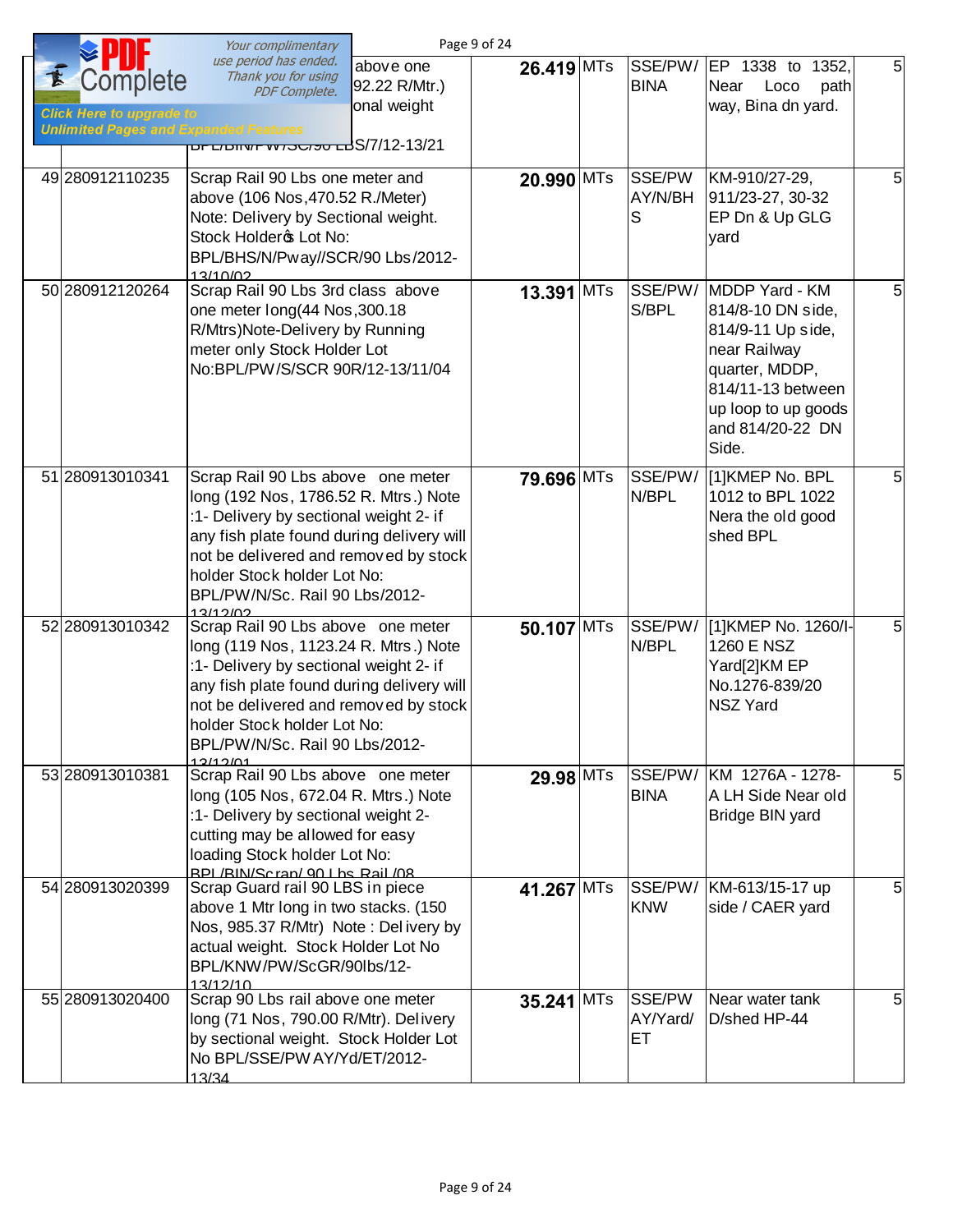| | | | | | | | |
|---|---|---|---|---|---|---|---|
| | | above one 92.22 R/Mtr.) onal weight BPL/BIN/PW/SC/90 LBS/7/12-13/21 | 26.419 | MTs | SSE/PW/ BINA | EP 1338 to 1352, Near Loco path way, Bina dn yard. | 5 |
| 49 | 280912110235 | Scrap Rail 90 Lbs one meter and above (106 Nos,470.52 R./Meter) Note: Delivery by Sectional weight. Stock Holder�s Lot No: BPL/BHS/N/Pway//SCR/90 Lbs/2012-13/10/02 | 20.990 | MTs | SSE/PW AY/N/BH S | KM-910/27-29, 911/23-27, 30-32 EP Dn & Up GLG yard | 5 |
| 50 | 280912120264 | Scrap Rail 90 Lbs 3rd class above one meter long(44 Nos,300.18 R/Mtrs)Note-Delivery by Running meter only Stock Holder Lot No:BPL/PW/S/SCR 90R/12-13/11/04 | 13.391 | MTs | SSE/PW/ S/BPL | MDDP Yard - KM 814/8-10 DN side, 814/9-11 Up side, near Railway quarter, MDDP, 814/11-13 between up loop to up goods and 814/20-22 DN Side. | 5 |
| 51 | 280913010341 | Scrap Rail 90 Lbs above one meter long (192 Nos, 1786.52 R. Mtrs.) Note :1- Delivery by sectional weight 2- if any fish plate found during delivery will not be delivered and removed by stock holder Stock holder Lot No: BPL/PW/N/Sc. Rail 90 Lbs/2012-13/12/02 | 79.696 | MTs | SSE/PW/ N/BPL | [1]KMEP No. BPL 1012 to BPL 1022 Nera the old good shed BPL | 5 |
| 52 | 280913010342 | Scrap Rail 90 Lbs above one meter long (119 Nos, 1123.24 R. Mtrs.) Note :1- Delivery by sectional weight 2- if any fish plate found during delivery will not be delivered and removed by stock holder Stock holder Lot No: BPL/PW/N/Sc. Rail 90 Lbs/2012-13/12/01 | 50.107 | MTs | SSE/PW/ N/BPL | [1]KMEP No. 1260/I-1260 E NSZ Yard[2]KM EP No.1276-839/20 NSZ Yard | 5 |
| 53 | 280913010381 | Scrap Rail 90 Lbs above one meter long (105 Nos, 672.04 R. Mtrs.) Note :1- Delivery by sectional weight 2- cutting may be allowed for easy loading Stock holder Lot No: BPL/BIN/Scrap/ 90 Lbs Rail /08 | 29.98 | MTs | SSE/PW/ BINA | KM 1276A - 1278-A LH Side Near old Bridge BIN yard | 5 |
| 54 | 280913020399 | Scrap Guard rail 90 LBS in piece above 1 Mtr long in two stacks. (150 Nos, 985.37 R/Mtr) Note : Delivery by actual weight. Stock Holder Lot No BPL/KNW/PW/ScGR/90lbs/12-13/12/10 | 41.267 | MTs | SSE/PW/ KNW | KM-613/15-17 up side / CAER yard | 5 |
| 55 | 280913020400 | Scrap 90 Lbs rail above one meter long (71 Nos, 790.00 R/Mtr). Delivery by sectional weight. Stock Holder Lot No BPL/SSE/PWAY/Yd/ET/2012-13/34 | 35.241 | MTs | SSE/PW AY/Yard/ ET | Near water tank D/shed HP-44 | 5 |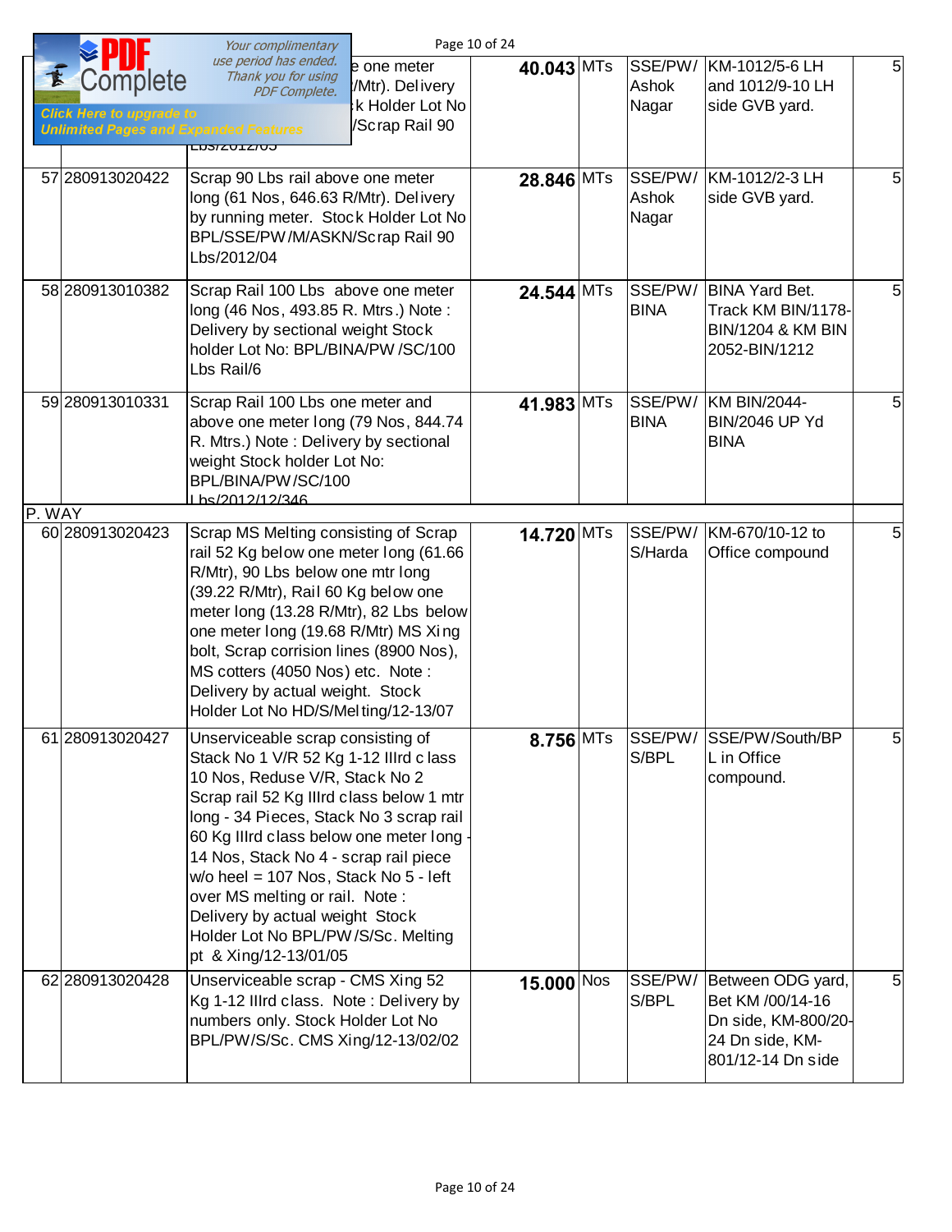| | | | | | | | |
|---|---|---|---|---|---|---|---|
| | | ...e one meter .../Mtr). Delivery ...k Holder Lot No .../Scrap Rail 90 Lbs/2012/03 | **40.043** | MTs | SSE/PW/ Ashok Nagar | KM-1012/5-6 LH and 1012/9-10 LH side GVB yard. | 5 |
| 57 | 280913020422 | Scrap 90 Lbs rail above one meter long (61 Nos, 646.63 R/Mtr). Delivery by running meter. Stock Holder Lot No BPL/SSE/PW/M/ASKN/Scrap Rail 90 Lbs/2012/04 | **28.846** | MTs | SSE/PW/ Ashok Nagar | KM-1012/2-3 LH side GVB yard. | 5 |
| 58 | 280913010382 | Scrap Rail 100 Lbs above one meter long (46 Nos, 493.85 R. Mtrs.) Note : Delivery by sectional weight Stock holder Lot No: BPL/BINA/PW/SC/100 Lbs Rail/6 | **24.544** | MTs | SSE/PW/ BINA | BINA Yard Bet. Track KM BIN/1178-BIN/1204 & KM BIN 2052-BIN/1212 | 5 |
| 59 | 280913010331 | Scrap Rail 100 Lbs one meter and above one meter long (79 Nos, 844.74 R. Mtrs.) Note : Delivery by sectional weight Stock holder Lot No: BPL/BINA/PW/SC/100 Lbs/2012/12/346 | **41.983** | MTs | SSE/PW/ BINA | KM BIN/2044-BIN/2046 UP Yd BINA | 5 |
| P. WAY | | | | | | | |
| 60 | 280913020423 | Scrap MS Melting consisting of Scrap rail 52 Kg below one meter long (61.66 R/Mtr), 90 Lbs below one mtr long (39.22 R/Mtr), Rail 60 Kg below one meter long (13.28 R/Mtr), 82 Lbs below one meter long (19.68 R/Mtr) MS Xing bolt, Scrap corrision lines (8900 Nos), MS cotters (4050 Nos) etc. Note : Delivery by actual weight. Stock Holder Lot No HD/S/Melting/12-13/07 | **14.720** | MTs | SSE/PW/ S/Harda | KM-670/10-12 to Office compound | 5 |
| 61 | 280913020427 | Unserviceable scrap consisting of Stack No 1 V/R 52 Kg 1-12 IIIrd class 10 Nos, Reduse V/R, Stack No 2 Scrap rail 52 Kg IIIrd class below 1 mtr long - 34 Pieces, Stack No 3 scrap rail 60 Kg IIIrd class below one meter long - 14 Nos, Stack No 4 - scrap rail piece w/o heel = 107 Nos, Stack No 5 - left over MS melting or rail. Note : Delivery by actual weight Stock Holder Lot No BPL/PW/S/Sc. Melting pt & Xing/12-13/01/05 | **8.756** | MTs | SSE/PW/ S/BPL | SSE/PW/South/BPL in Office compound. | 5 |
| 62 | 280913020428 | Unserviceable scrap - CMS Xing 52 Kg 1-12 IIIrd class. Note : Delivery by numbers only. Stock Holder Lot No BPL/PW/S/Sc. CMS Xing/12-13/02/02 | **15.000** | Nos | SSE/PW/ S/BPL | Between ODG yard, Bet KM /00/14-16 Dn side, KM-800/20-24 Dn side, KM-801/12-14 Dn side | 5 |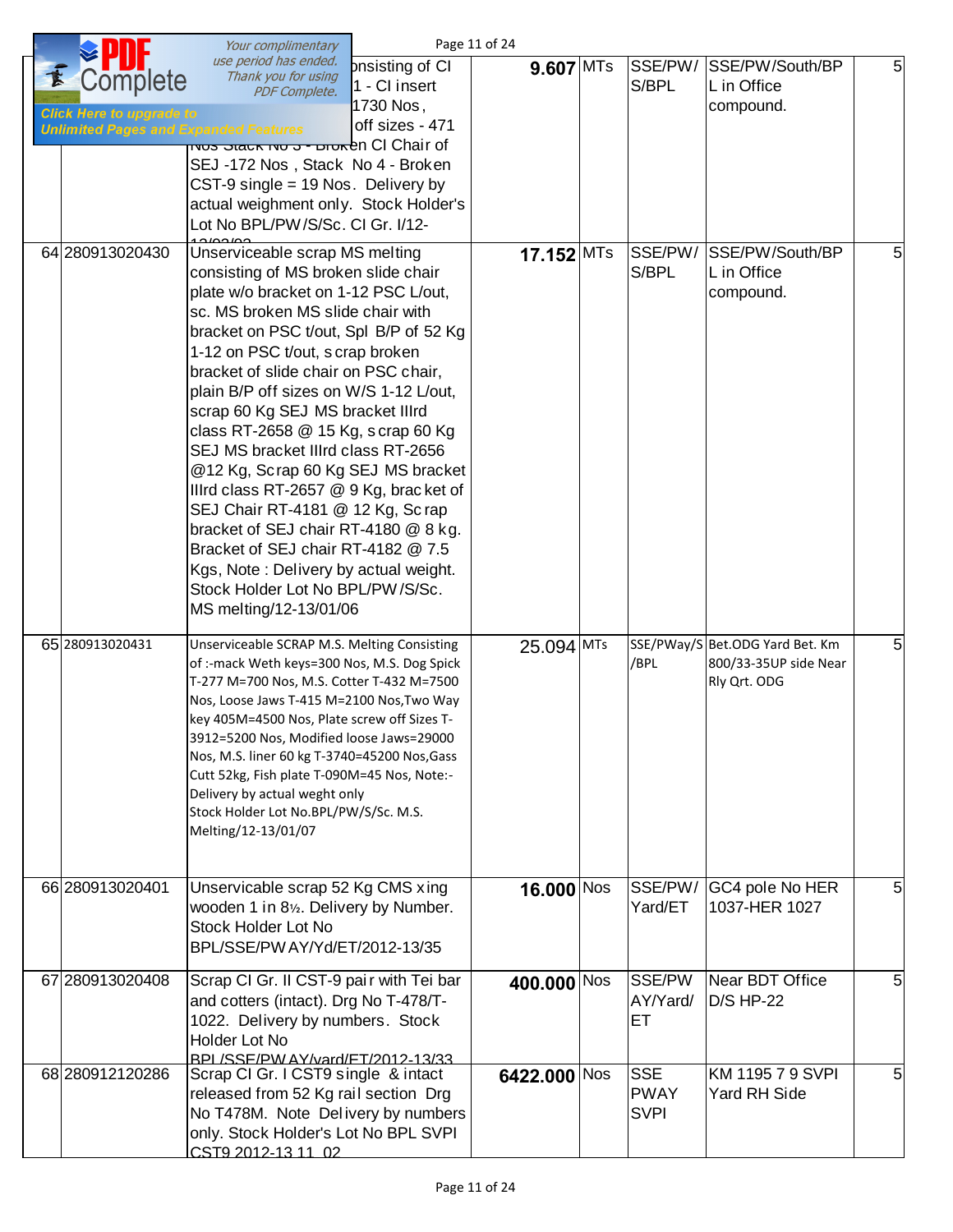| | | | | | | | |
|---|---|---|---|---|---|---|---|
| | | ...onsisting of CI ... 1 - CI insert ... 1730 Nos, ... off sizes - 471 Nos Stack No 3 - Broken CI Chair of SEJ -172 Nos , Stack No 4 - Broken CST-9 single = 19 Nos. Delivery by actual weighment only. Stock Holder's Lot No BPL/PW/S/Sc. CI Gr. I/12-13/03/03 | **9.607** | MTs | SSE/PW/ S/BPL | SSE/PW/South/BPL in Office compound. | 5 |
| 64 | 280913020430 | Unserviceable scrap MS melting consisting of MS broken slide chair plate w/o bracket on 1-12 PSC L/out, sc. MS broken MS slide chair with bracket on PSC t/out, Spl B/P of 52 Kg 1-12 on PSC t/out, scrap broken bracket of slide chair on PSC chair, plain B/P off sizes on W/S 1-12 L/out, scrap 60 Kg SEJ MS bracket IIIrd class RT-2658 @ 15 Kg, scrap 60 Kg SEJ MS bracket IIIrd class RT-2656 @12 Kg, Scrap 60 Kg SEJ MS bracket IIIrd class RT-2657 @ 9 Kg, bracket of SEJ Chair RT-4181 @ 12 Kg, Scrap bracket of SEJ chair RT-4180 @ 8 kg. Bracket of SEJ chair RT-4182 @ 7.5 Kgs, Note : Delivery by actual weight. Stock Holder Lot No BPL/PW/S/Sc. MS melting/12-13/01/06 | **17.152** | MTs | SSE/PW/ S/BPL | SSE/PW/South/BPL in Office compound. | 5 |
| 65 | 280913020431 | Unserviceable SCRAP M.S. Melting Consisting of :-mack Weth keys=300 Nos, M.S. Dog Spick T-277 M=700 Nos, M.S. Cotter T-432 M=7500 Nos, Loose Jaws T-415 M=2100 Nos,Two Way key 405M=4500 Nos, Plate screw off Sizes T-3912=5200 Nos, Modified loose Jaws=29000 Nos, M.S. liner 60 kg T-3740=45200 Nos,Gass Cutt 52kg, Fish plate T-090M=45 Nos, Note:- Delivery by actual weght only Stock Holder Lot No.BPL/PW/S/Sc. M.S. Melting/12-13/01/07 | 25.094 | MTs | SSE/PWay/S/BPL | Bet.ODG Yard Bet. Km 800/33-35UP side Near Rly Qrt. ODG | 5 |
| 66 | 280913020401 | Unservicable scrap 52 Kg CMS xing wooden 1 in 8½. Delivery by Number. Stock Holder Lot No BPL/SSE/PWAY/Yd/ET/2012-13/35 | **16.000** | Nos | SSE/PW/ Yard/ET | GC4 pole No HER 1037-HER 1027 | 5 |
| 67 | 280913020408 | Scrap CI Gr. II CST-9 pair with Tei bar and cotters (intact). Drg No T-478/T-1022. Delivery by numbers. Stock Holder Lot No BPL/SSE/PWAY/yard/ET/2012-13/33 | **400.000** | Nos | SSE/PW AY/Yard/ ET | Near BDT Office D/S HP-22 | 5 |
| 68 | 280912120286 | Scrap CI Gr. I CST9 single & intact released from 52 Kg rail section Drg No T478M. Note Delivery by numbers only. Stock Holder's Lot No BPL SVPI CST9 2012-13 11 02 | **6422.000** | Nos | SSE PWAY SVPI | KM 1195 7 9 SVPI Yard RH Side | 5 |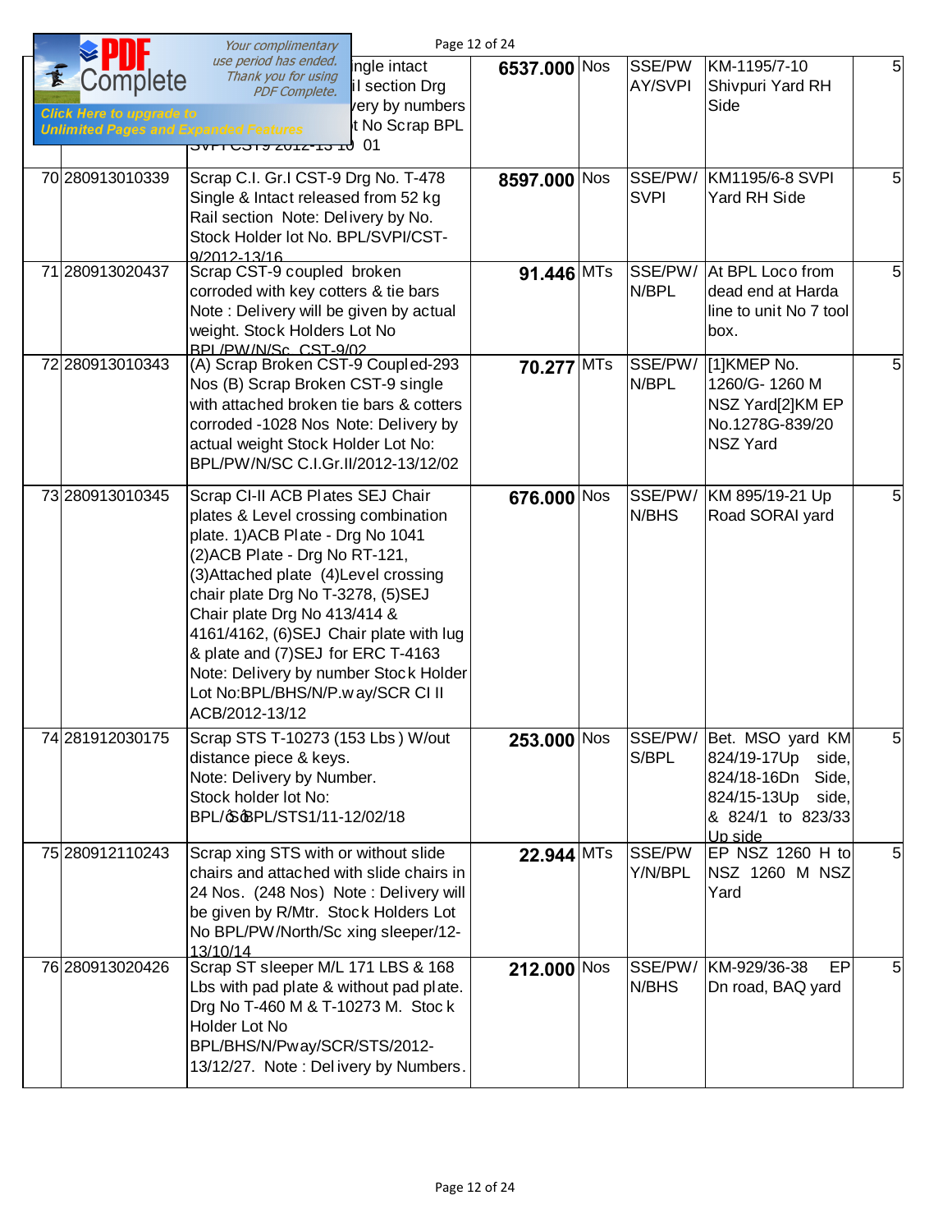| | | | | | | | |
|---|---|---|---|---|---|---|---|
| | | ...ingle intact ...il section Drg ...very by numbers ...t No Scrap BPL SVPI CST9 2012-13 16 01 | 6537.000 | Nos | SSE/PW AY/SVPI | KM-1195/7-10 Shivpuri Yard RH Side | 5 |
| 70 | 280913010339 | Scrap C.I. Gr.I CST-9 Drg No. T-478 Single & Intact released from 52 kg Rail section Note: Delivery by No. Stock Holder lot No. BPL/SVPI/CST-9/2012-13/16 | 8597.000 | Nos | SSE/PW/ SVPI | KM1195/6-8 SVPI Yard RH Side | 5 |
| 71 | 280913020437 | Scrap CST-9 coupled broken corroded with key cotters & tie bars Note : Delivery will be given by actual weight. Stock Holders Lot No BPL/PW/N/Sc CST-9/02 | 91.446 | MTs | SSE/PW/ N/BPL | At BPL Loco from dead end at Harda line to unit No 7 tool box. | 5 |
| 72 | 280913010343 | (A) Scrap Broken CST-9 Coupled-293 Nos (B) Scrap Broken CST-9 single with attached broken tie bars & cotters corroded -1028 Nos Note: Delivery by actual weight Stock Holder Lot No: BPL/PW/N/SC C.I.Gr.II/2012-13/12/02 | 70.277 | MTs | SSE/PW/ N/BPL | [1]KMEP No. 1260/G- 1260 M NSZ Yard[2]KM EP No.1278G-839/20 NSZ Yard | 5 |
| 73 | 280913010345 | Scrap CI-II ACB Plates SEJ Chair plates & Level crossing combination plate. 1)ACB Plate - Drg No 1041 (2)ACB Plate - Drg No RT-121, (3)Attached plate (4)Level crossing chair plate Drg No T-3278, (5)SEJ Chair plate Drg No 413/414 & 4161/4162, (6)SEJ Chair plate with lug & plate and (7)SEJ for ERC T-4163 Note: Delivery by number Stock Holder Lot No:BPL/BHS/N/P.way/SCR CI II ACB/2012-13/12 | 676.000 | Nos | SSE/PW/ N/BHS | KM 895/19-21 Up Road SORAI yard | 5 |
| 74 | 281912030175 | Scrap STS T-10273 (153 Lbs) W/out distance piece & keys. Note: Delivery by Number. Stock holder lot No: BPL/SBPL/STS1/11-12/02/18 | 253.000 | Nos | SSE/PW/ S/BPL | Bet. MSO yard KM 824/19-17Up side, 824/18-16Dn Side, 824/15-13Up side, & 824/1 to 823/33 Up side | 5 |
| 75 | 280912110243 | Scrap xing STS with or without slide chairs and attached with slide chairs in 24 Nos. (248 Nos) Note : Delivery will be given by R/Mtr. Stock Holders Lot No BPL/PW/North/Sc xing sleeper/12-13/10/14 | 22.944 | MTs | SSE/PW Y/N/BPL | EP NSZ 1260 H to NSZ 1260 M NSZ Yard | 5 |
| 76 | 280913020426 | Scrap ST sleeper M/L 171 LBS & 168 Lbs with pad plate & without pad plate. Drg No T-460 M & T-10273 M. Stock Holder Lot No BPL/BHS/N/Pway/SCR/STS/2012-13/12/27. Note : Delivery by Numbers. | 212.000 | Nos | SSE/PW/ N/BHS | KM-929/36-38 EP Dn road, BAQ yard | 5 |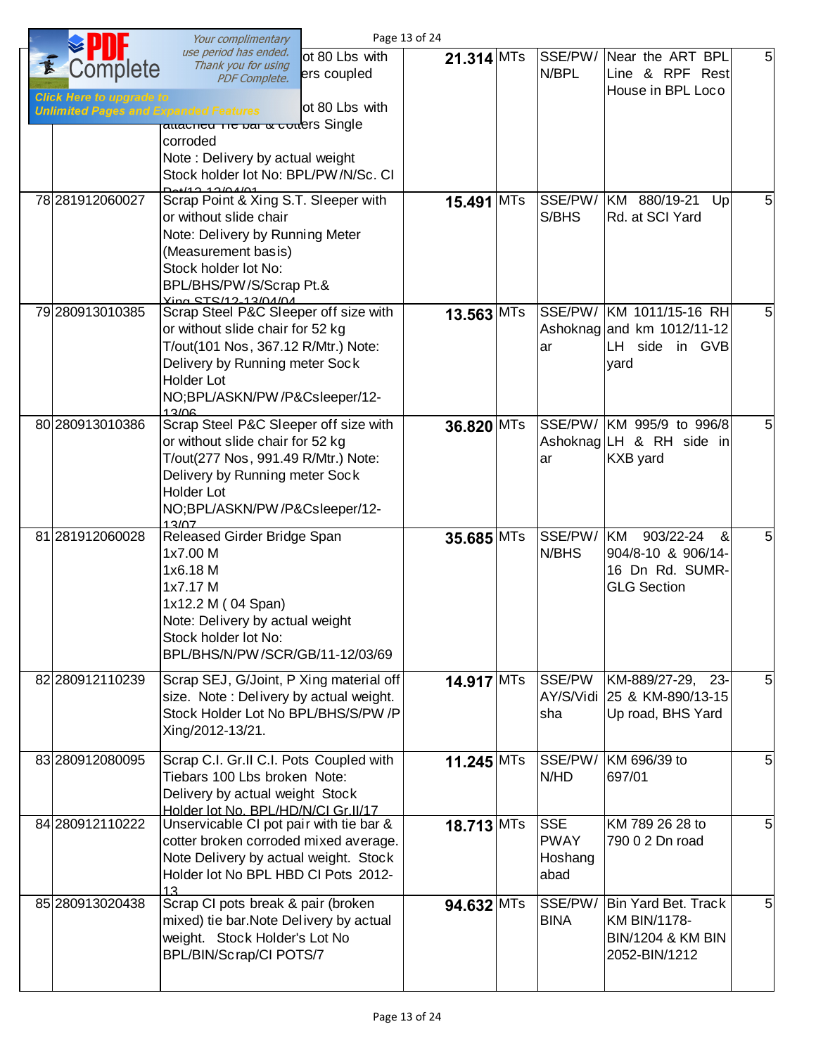| | | | | | | | |
|---|---|---|---|---|---|---|---|
| | | ...ot 80 Lbs with ...ers coupled<br>...ot 80 Lbs with attached Tie bar & cotters Single corroded<br>Note : Delivery by actual weight<br>Stock holder lot No: BPL/PW/N/Sc. CI Pot/12-13/04/01 | 21.314 | MTs | SSE/PW/ N/BPL | Near the ART BPL Line & RPF Rest House in BPL Loco | 5 |
| 78 | 281912060027 | Scrap Point & Xing S.T. Sleeper with or without slide chair<br>Note: Delivery by Running Meter (Measurement basis)<br>Stock holder lot No: BPL/BHS/PW/S/Scrap Pt.& Xing STS/12-13/04/04 | 15.491 | MTs | SSE/PW/ S/BHS | KM 880/19-21 Up Rd. at SCI Yard | 5 |
| 79 | 280913010385 | Scrap Steel P&C Sleeper off size with or without slide chair for 52 kg T/out(101 Nos, 367.12 R/Mtr.) Note: Delivery by Running meter Sock Holder Lot NO;BPL/ASKN/PW/P&Csleeper/12-13/06 | 13.563 | MTs | SSE/PW/ Ashoknagar | KM 1011/15-16 RH and km 1012/11-12 LH side in GVB yard | 5 |
| 80 | 280913010386 | Scrap Steel P&C Sleeper off size with or without slide chair for 52 kg T/out(277 Nos, 991.49 R/Mtr.) Note: Delivery by Running meter Sock Holder Lot NO;BPL/ASKN/PW/P&Csleeper/12-13/07 | 36.820 | MTs | SSE/PW/ Ashoknagar | KM 995/9 to 996/8 LH & RH side in KXB yard | 5 |
| 81 | 281912060028 | Released Girder Bridge Span<br>1x7.00 M<br>1x6.18 M<br>1x7.17 M<br>1x12.2 M ( 04 Span)<br>Note: Delivery by actual weight<br>Stock holder lot No: BPL/BHS/N/PW/SCR/GB/11-12/03/69 | 35.685 | MTs | SSE/PW/ N/BHS | KM 903/22-24 & 904/8-10 & 906/14-16 Dn Rd. SUMR-GLG Section | 5 |
| 82 | 280912110239 | Scrap SEJ, G/Joint, P Xing material off size. Note : Delivery by actual weight. Stock Holder Lot No BPL/BHS/S/PW /P Xing/2012-13/21. | 14.917 | MTs | SSE/PW AY/S/Vidisha | KM-889/27-29, 23-25 & KM-890/13-15 Up road, BHS Yard | 5 |
| 83 | 280912080095 | Scrap C.I. Gr.II C.I. Pots Coupled with Tiebars 100 Lbs broken Note: Delivery by actual weight Stock Holder lot No. BPL/HD/N/CI Gr.II/17 | 11.245 | MTs | SSE/PW/ N/HD | KM 696/39 to 697/01 | 5 |
| 84 | 280912110222 | Unservicable CI pot pair with tie bar & cotter broken corroded mixed average. Note Delivery by actual weight. Stock Holder lot No BPL HBD CI Pots 2012-13 | 18.713 | MTs | SSE PWAY Hoshangabad | KM 789 26 28 to 790 0 2 Dn road | 5 |
| 85 | 280913020438 | Scrap CI pots break & pair (broken mixed) tie bar.Note Delivery by actual weight. Stock Holder's Lot No BPL/BIN/Scrap/CI POTS/7 | 94.632 | MTs | SSE/PW/ BINA | Bin Yard Bet. Track KM BIN/1178-BIN/1204 & KM BIN 2052-BIN/1212 | 5 |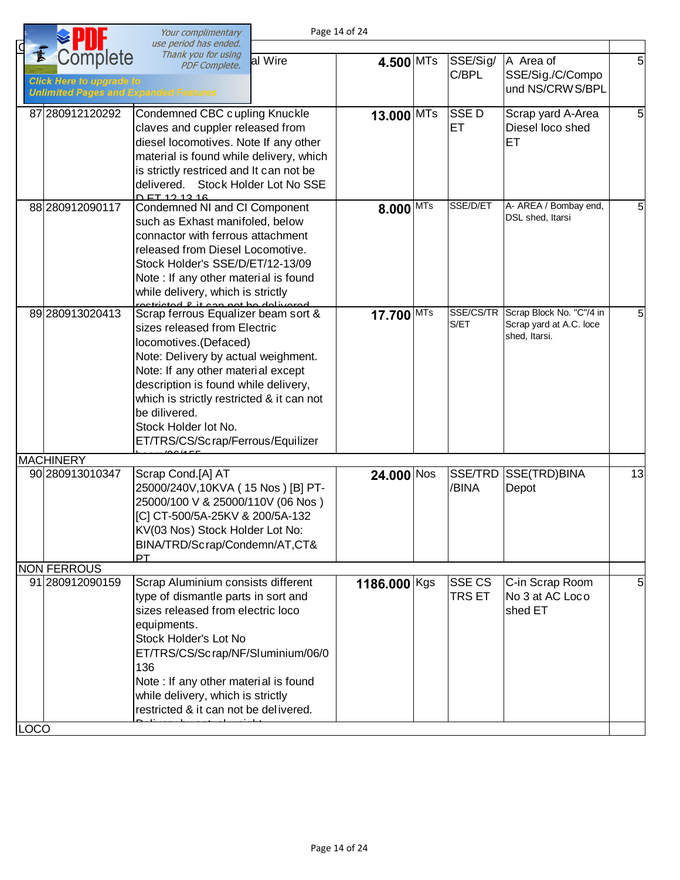| | | | | | | | |
|---|---|---|---|---|---|---|---|
| | | ...al Wire | 4.500 | MTs | SSE/Sig/ C/BPL | A Area of SSE/Sig./C/Compound NS/CRWS/BPL | 5 |
| 87 | 280912120292 | Condemned CBC cupling Knuckle claves and cuppler released from diesel locomotives. Note If any other material is found while delivery, which is strictly restriced and It can not be delivered. Stock Holder Lot No SSE D ET 12 13 16 | 13.000 | MTs | SSE D ET | Scrap yard A-Area Diesel loco shed ET | 5 |
| 88 | 280912090117 | Condemned NI and CI Component such as Exhast manifoled, below connactor with ferrous attachment released from Diesel Locomotive. Stock Holder's SSE/D/ET/12-13/09 Note : If any other material is found while delivery, which is strictly restricted & it can not be delivered | 8.000 | MTs | SSE/D/ET | A- AREA / Bombay end, DSL shed, Itarsi | 5 |
| 89 | 280913020413 | Scrap ferrous Equalizer beam sort & sizes released from Electric locomotives.(Defaced) Note: Delivery by actual weighment. Note: If any other material except description is found while delivery, which is strictly restricted & it can not be dilivered. Stock Holder lot No. ET/TRS/CS/Scrap/Ferrous/Equilizer beam/06/155 | 17.700 | MTs | SSE/CS/TRS/ET | Scrap Block No. "C"/4 in Scrap yard at A.C. loce shed, Itarsi. | 5 |
| MACHINERY | | | | | | | |
| 90 | 280913010347 | Scrap Cond.[A] AT 25000/240V,10KVA ( 15 Nos ) [B] PT-25000/100 V & 25000/110V (06 Nos ) [C] CT-500/5A-25KV & 200/5A-132 KV(03 Nos) Stock Holder Lot No: BINA/TRD/Scrap/Condemn/AT,CT& PT | 24.000 | Nos | SSE/TRD /BINA | SSE(TRD)BINA Depot | 13 |
| NON FERROUS | | | | | | | |
| 91 | 280912090159 | Scrap Aluminium consists different type of dismantle parts in sort and sizes released from electric loco equipments. Stock Holder's Lot No ET/TRS/CS/Scrap/NF/Sluminium/06/0136 Note : If any other material is found while delivery, which is strictly restricted & it can not be delivered. Delivery by actual weight | 1186.000 | Kgs | SSE CS TRS ET | C-in Scrap Room No 3 at AC Loco shed ET | 5 |
| LOCO | | | | | | | |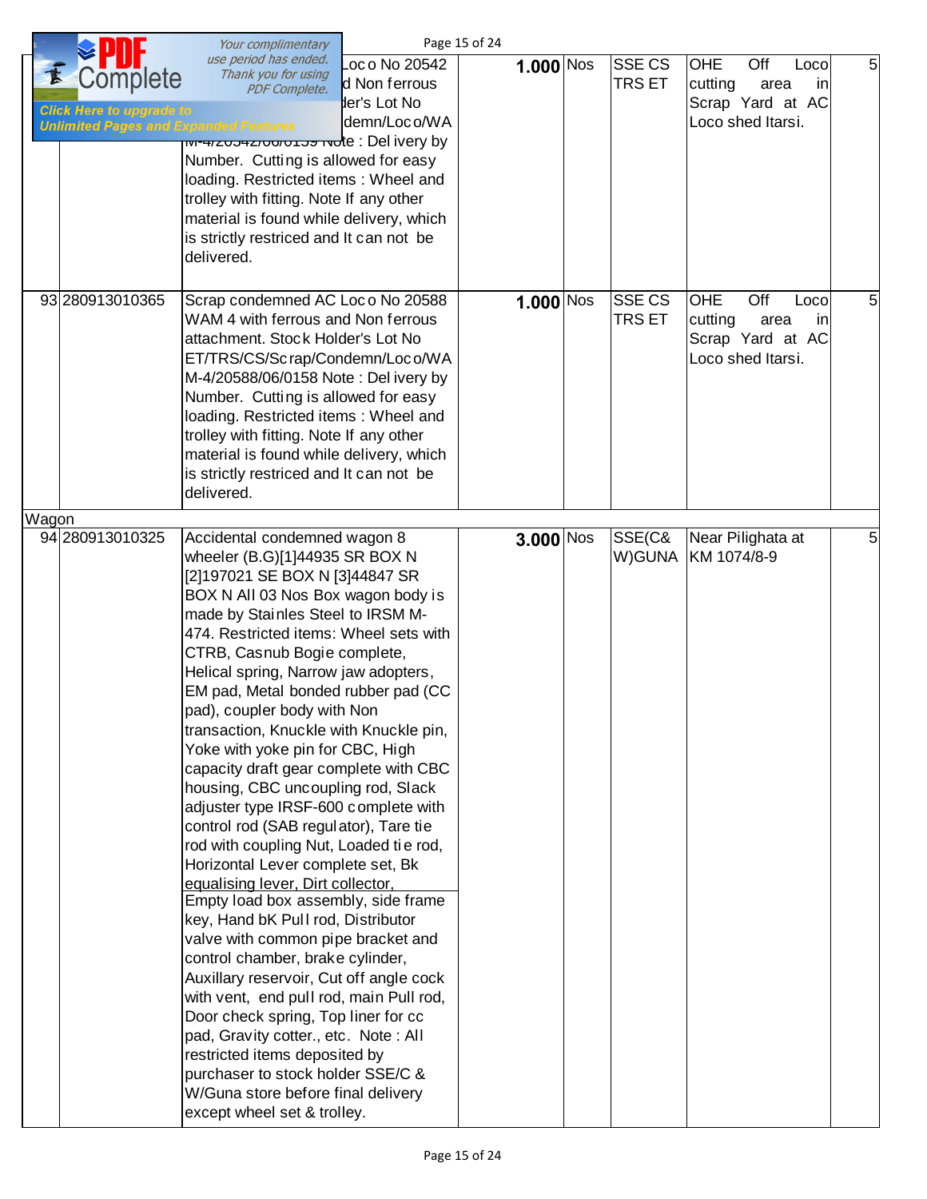| | | | | | | | |
|---|---|---|---|---|---|---|---|
| | | Loco No 20542 ... d Non ferrous ... der's Lot No ... demn/Loco/WA M-4/20542/06/0159 Note : Delivery by Number. Cutting is allowed for easy loading. Restricted items : Wheel and trolley with fitting. Note If any other material is found while delivery, which is strictly restriced and It can not be delivered. | 1.000 | Nos | SSE CS TRS ET | OHE Off Loco cutting area in Scrap Yard at AC Loco shed Itarsi. | 5 |
| 93 | 280913010365 | Scrap condemned AC Loco No 20588 WAM 4 with ferrous and Non ferrous attachment. Stock Holder's Lot No ET/TRS/CS/Scrap/Condemn/Loco/WAM-4/20588/06/0158 Note : Delivery by Number. Cutting is allowed for easy loading. Restricted items : Wheel and trolley with fitting. Note If any other material is found while delivery, which is strictly restriced and It can not be delivered. | 1.000 | Nos | SSE CS TRS ET | OHE Off Loco cutting area in Scrap Yard at AC Loco shed Itarsi. | 5 |
| Wagon | | | | | | | |
| 94 | 280913010325 | Accidental condemned wagon 8 wheeler (B.G)[1]44935 SR BOX N [2]197021 SE BOX N [3]44847 SR BOX N All 03 Nos Box wagon body is made by Stainles Steel to IRSM M-474. Restricted items: Wheel sets with CTRB, Casnub Bogie complete, Helical spring, Narrow jaw adopters, EM pad, Metal bonded rubber pad (CC pad), coupler body with Non transaction, Knuckle with Knuckle pin, Yoke with yoke pin for CBC, High capacity draft gear complete with CBC housing, CBC uncoupling rod, Slack adjuster type IRSF-600 complete with control rod (SAB regulator), Tare tie rod with coupling Nut, Loaded tie rod, Horizontal Lever complete set, Bk equalising lever, Dirt collector, Empty load box assembly, side frame key, Hand bK Pull rod, Distributor valve with common pipe bracket and control chamber, brake cylinder, Auxillary reservoir, Cut off angle cock with vent, end pull rod, main Pull rod, Door check spring, Top liner for cc pad, Gravity cotter., etc. Note : All restricted items deposited by purchaser to stock holder SSE/C & W/Guna store before final delivery except wheel set & trolley. | 3.000 | Nos | SSE(C&W)GUNA | Near Pilighata at KM 1074/8-9 | 5 |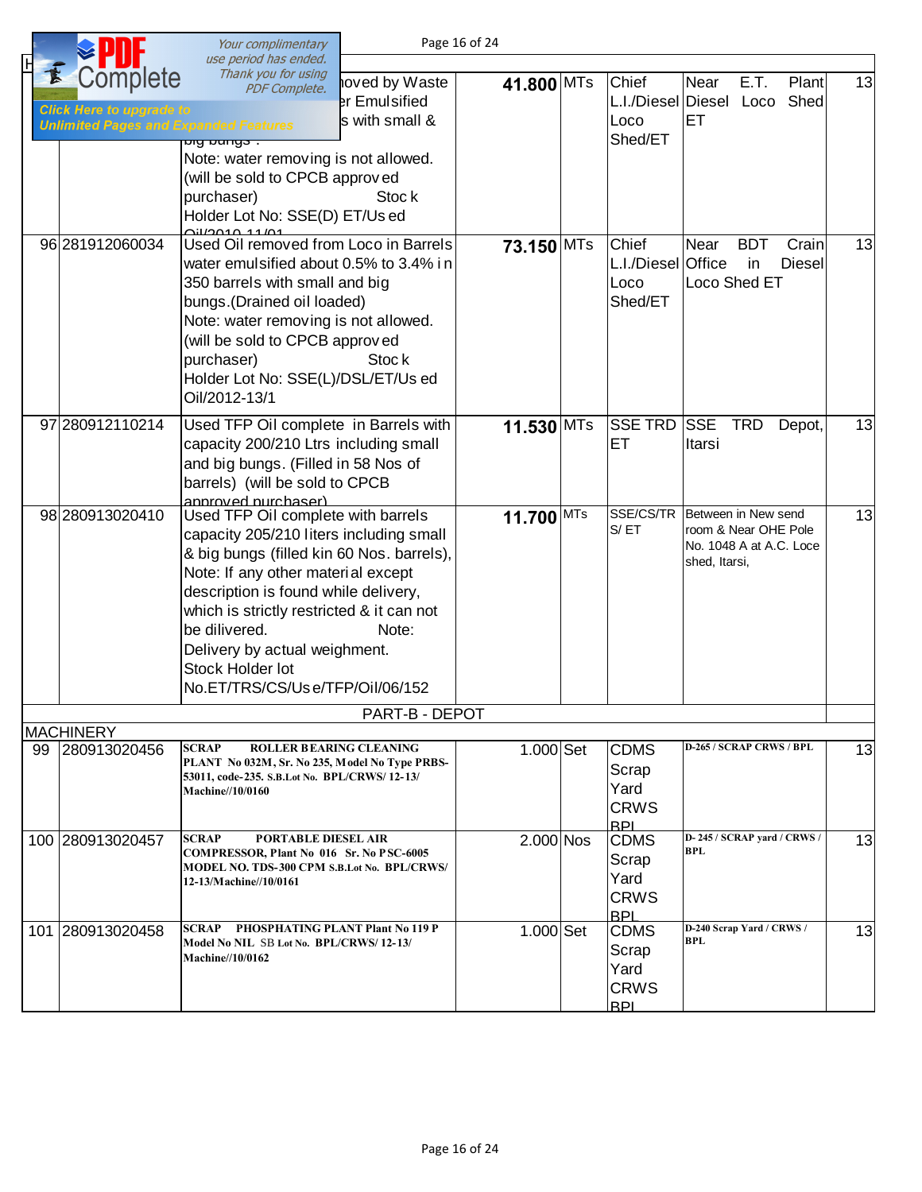| | | | | | | | |
|---|---|---|---|---|---|---|---|
| | | ...oved by Waste ...er Emulsified ...s with small & big bungs . Note: water removing is not allowed. (will be sold to CPCB approved purchaser) Stock Holder Lot No: SSE(D) ET/Used Oil/2010-11/01 | 41.800 | MTs | Chief L.I./Diesel Loco Shed/ET | Near E.T. Plant Diesel Loco Shed ET | 13 |
| 96 | 281912060034 | Used Oil removed from Loco in Barrels water emulsified about 0.5% to 3.4% in 350 barrels with small and big bungs.(Drained oil loaded) Note: water removing is not allowed. (will be sold to CPCB approved purchaser) Stock Holder Lot No: SSE(L)/DSL/ET/Used Oil/2012-13/1 | 73.150 | MTs | Chief L.I./Diesel Loco Shed/ET | Near BDT Crain Office in Diesel Loco Shed ET | 13 |
| 97 | 280912110214 | Used TFP Oil complete in Barrels with capacity 200/210 Ltrs including small and big bungs. (Filled in 58 Nos of barrels) (will be sold to CPCB approved purchaser) | 11.530 | MTs | SSE TRD ET | SSE TRD Depot, Itarsi | 13 |
| 98 | 280913020410 | Used TFP Oil complete with barrels capacity 205/210 liters including small & big bungs (filled kin 60 Nos. barrels), Note: If any other material except description is found while delivery, which is strictly restricted & it can not be dilivered. Note: Delivery by actual weighment. Stock Holder lot No.ET/TRS/CS/Use/TFP/Oil/06/152 | 11.700 | MTs | SSE/CS/TRS/ ET | Between in New send room & Near OHE Pole No. 1048 A at A.C. Loce shed, Itarsi, | 13 |
| | | PART-B - DEPOT | | | | | |
| MACHINERY | | | | | | | |
| 99 | 280913020456 | **SCRAP ROLLER BEARING CLEANING PLANT No 032M, Sr. No 235, Model No Type PRBS-53011, code-235. S.B.Lot No. BPL/CRWS/ 12-13/ Machine//10/0160** | 1.000 | Set | CDMS Scrap Yard CRWS BPL | D-265 / SCRAP CRWS / BPL | 13 |
| 100 | 280913020457 | **SCRAP PORTABLE DIESEL AIR COMPRESSOR, Plant No 016 Sr. No PSC-6005 MODEL NO. TDS-300 CPM S.B.Lot No. BPL/CRWS/ 12-13/Machine//10/0161** | 2.000 | Nos | CDMS Scrap Yard CRWS BPL | D- 245 / SCRAP yard / CRWS / BPL | 13 |
| 101 | 280913020458 | **SCRAP PHOSPHATING PLANT Plant No 119 P Model No NIL SB Lot No. BPL/CRWS/ 12-13/ Machine//10/0162** | 1.000 | Set | CDMS Scrap Yard CRWS BPL | D-240 Scrap Yard / CRWS / BPL | 13 |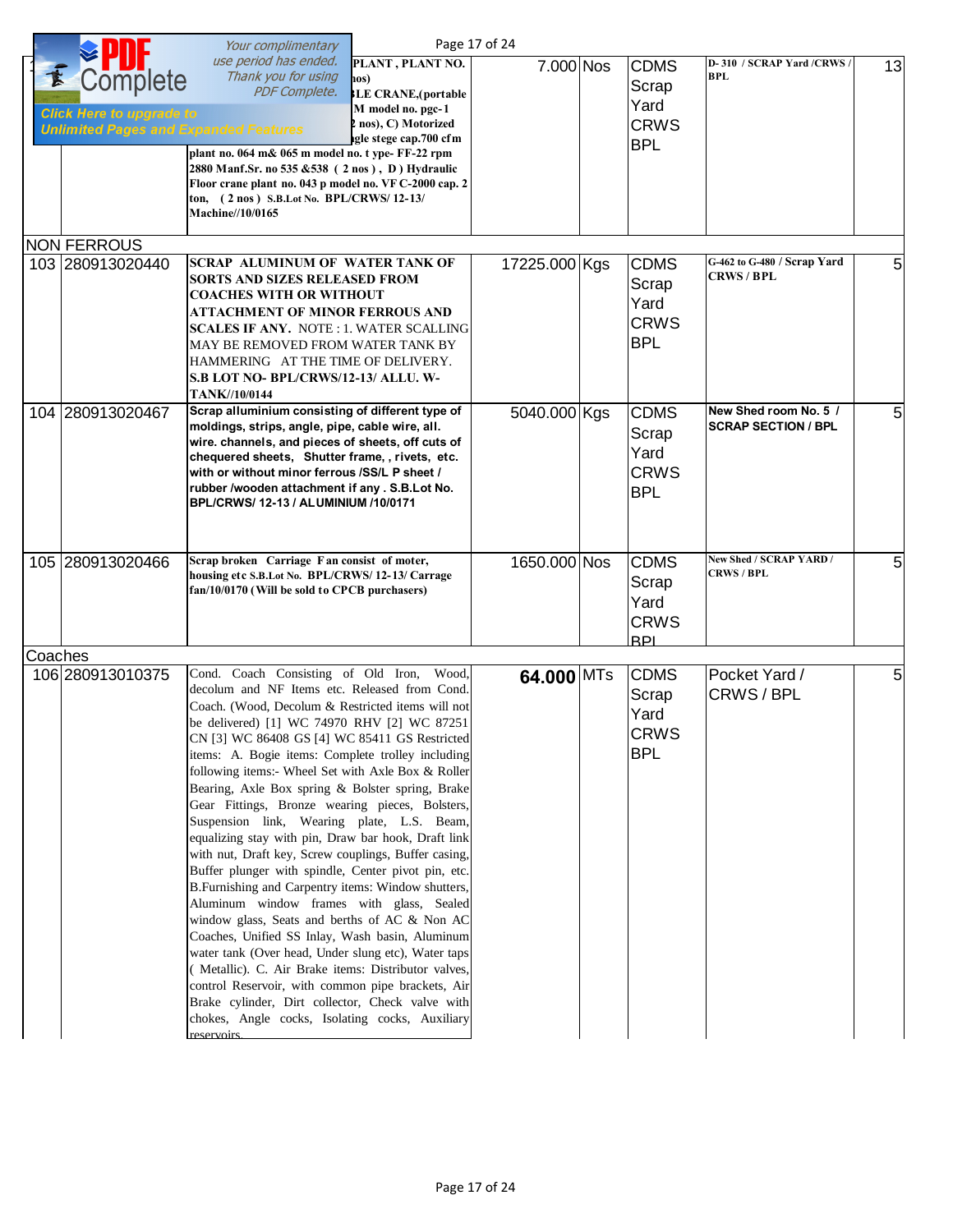| | | | | | | | |
|---|---|---|---|---|---|---|---|
| | | PLANT , PLANT NO. ...nos) ...LE CRANE,(portable ...M model no. pgc-1 ...2 nos), C) Motorized ...gle stege cap.700 cfm plant no. 064 m& 065 m model no. t ype- FF-22 rpm 2880 Manf.Sr. no 535 &538 ( 2 nos ) , D ) Hydraulic Floor crane plant no. 043 p model no. VF C-2000 cap. 2 ton, ( 2 nos ) S.B.Lot No. BPL/CRWS/ 12-13/ Machine//10/0165 | 7.000 | Nos | CDMS Scrap Yard CRWS BPL | D- 310 / SCRAP Yard /CRWS / BPL | 13 |
| NON FERROUS | | | | | | | |
| 103 | 280913020440 | **SCRAP ALUMINUM OF WATER TANK OF SORTS AND SIZES RELEASED FROM COACHES WITH OR WITHOUT ATTACHMENT OF MINOR FERROUS AND SCALES IF ANY.** NOTE : 1. WATER SCALING MAY BE REMOVED FROM WATER TANK BY HAMMERING AT THE TIME OF DELIVERY. **S.B LOT NO- BPL/CRWS/12-13/ ALLU. W-TANK//10/0144** | 17225.000 | Kgs | CDMS Scrap Yard CRWS BPL | G-462 to G-480 / Scrap Yard CRWS / BPL | 5 |
| 104 | 280913020467 | **Scrap alluminium consisting of different type of moldings, strips, angle, pipe, cable wire, all. wire. channels, and pieces of sheets, off cuts of chequered sheets, Shutter frame, , rivets, etc. with or without minor ferrous /SS/L P sheet / rubber /wooden attachment if any . S.B.Lot No. BPL/CRWS/ 12-13 / ALUMINIUM /10/0171** | 5040.000 | Kgs | CDMS Scrap Yard CRWS BPL | New Shed room No. 5 / SCRAP SECTION / BPL | 5 |
| 105 | 280913020466 | Scrap broken Carriage Fan consist of moter, housing etc S.B.Lot No. BPL/CRWS/ 12-13/ Carriage fan/10/0170 (Will be sold to CPCB purchasers) | 1650.000 | Nos | CDMS Scrap Yard CRWS BPL | New Shed / SCRAP YARD / CRWS / BPL | 5 |
| Coaches | | | | | | | |
| 106 | 280913010375 | Cond. Coach Consisting of Old Iron, Wood, decolum and NF Items etc. Released from Cond. Coach. (Wood, Decolum & Restricted items will not be delivered) [1] WC 74970 RHV [2] WC 87251 CN [3] WC 86408 GS [4] WC 85411 GS Restricted items: A. Bogie items: Complete trolley including following items:- Wheel Set with Axle Box & Roller Bearing, Axle Box spring & Bolster spring, Brake Gear Fittings, Bronze wearing pieces, Bolsters, Suspension link, Wearing plate, L.S. Beam, equalizing stay with pin, Draw bar hook, Draft link with nut, Draft key, Screw couplings, Buffer casing, Buffer plunger with spindle, Center pivot pin, etc. B.Furnishing and Carpentry items: Window shutters, Aluminum window frames with glass, Sealed window glass, Seats and berths of AC & Non AC Coaches, Unified SS Inlay, Wash basin, Aluminum water tank (Over head, Under slung etc), Water taps ( Metallic). C. Air Brake items: Distributor valves, control Reservoir, with common pipe brackets, Air Brake cylinder, Dirt collector, Check valve with chokes, Angle cocks, Isolating cocks, Auxiliary reservoirs, | **64.000** | MTs | CDMS Scrap Yard CRWS BPL | Pocket Yard / CRWS / BPL | 5 |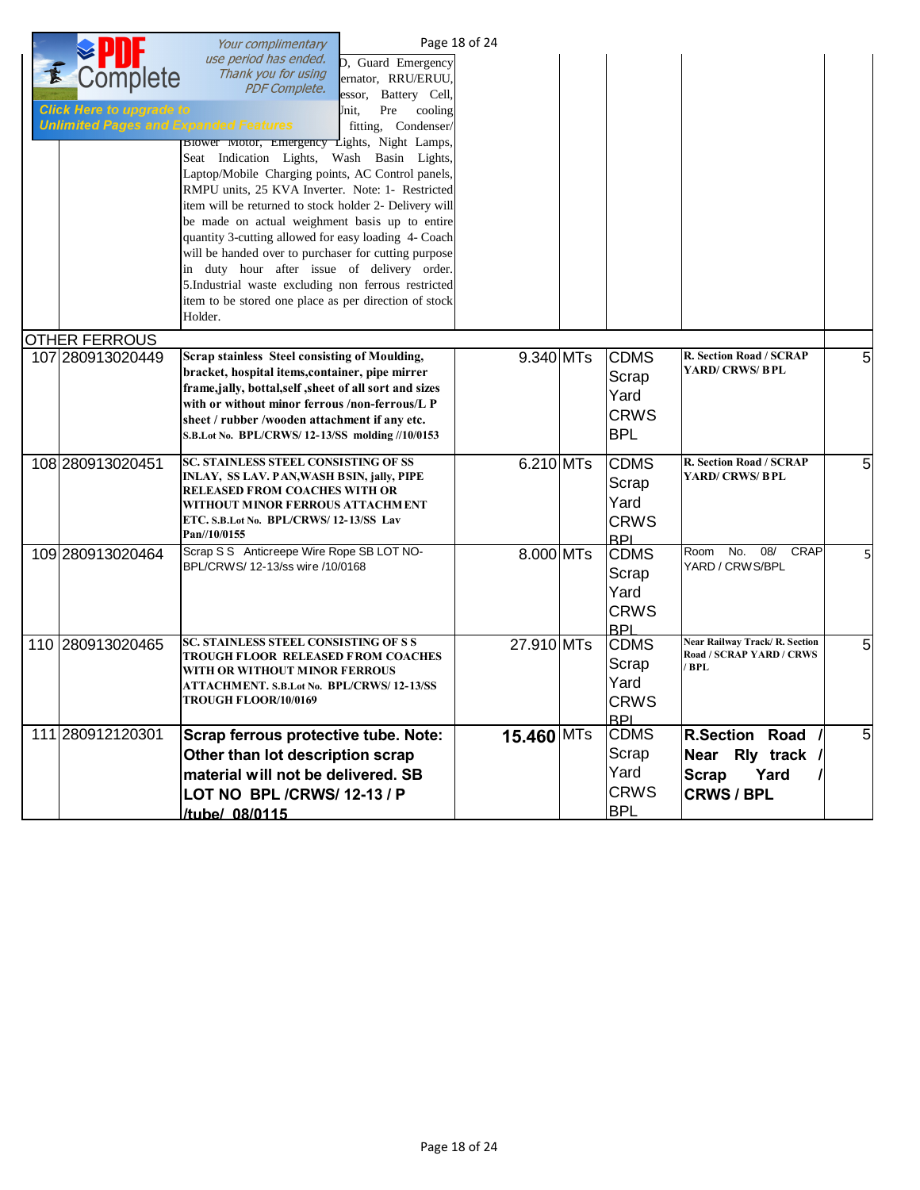| | | | | | | | |
|---|---|---|---|---|---|---|---|
| | | D, Guard Emergency ernator, RRU/ERUU, essor, Battery Cell, Unit, Pre cooling fitting, Condenser/ Blower Motor, Emergency Lights, Night Lamps, Seat Indication Lights, Wash Basin Lights, Laptop/Mobile Charging points, AC Control panels, RMPU units, 25 KVA Inverter. Note: 1- Restricted item will be returned to stock holder 2- Delivery will be made on actual weighment basis up to entire quantity 3-cutting allowed for easy loading 4- Coach will be handed over to purchaser for cutting purpose in duty hour after issue of delivery order. 5.Industrial waste excluding non ferrous restricted item to be stored one place as per direction of stock Holder. | | | | | |
| OTHER FERROUS | | | | | | | |
| 107 | 280913020449 | **Scrap stainless Steel consisting of Moulding, bracket, hospital items,container, pipe mirror frame,jally, bottal,self ,sheet of all sort and sizes with or without minor ferrous /non-ferrous/L P sheet / rubber /wooden attachment if any etc. S.B.Lot No. BPL/CRWS/ 12-13/SS molding //10/0153** | 9.340 | MTs | CDMS Scrap Yard CRWS BPL | **R. Section Road / SCRAP YARD/ CRWS/ BPL** | 5 |
| 108 | 280913020451 | **SC. STAINLESS STEEL CONSISTING OF SS INLAY, SS LAV. PAN,WASH BSIN, jally, PIPE RELEASED FROM COACHES WITH OR WITHOUT MINOR FERROUS ATTACHMENT ETC. S.B.Lot No. BPL/CRWS/ 12-13/SS Lav Pan//10/0155** | 6.210 | MTs | CDMS Scrap Yard CRWS BPL | **R. Section Road / SCRAP YARD/ CRWS/ BPL** | 5 |
| 109 | 280913020464 | Scrap S S Anticreepe Wire Rope SB LOT NO- BPL/CRWS/ 12-13/ss wire /10/0168 | 8.000 | MTs | CDMS Scrap Yard CRWS BPL | Room No. 08/ CRAP YARD / CRWS/BPL | 5 |
| 110 | 280913020465 | **SC. STAINLESS STEEL CONSISTING OF S S TROUGH FLOOR RELEASED FROM COACHES WITH OR WITHOUT MINOR FERROUS ATTACHMENT. S.B.Lot No. BPL/CRWS/ 12-13/SS TROUGH FLOOR/10/0169** | 27.910 | MTs | CDMS Scrap Yard CRWS BPL | **Near Railway Track/ R. Section Road / SCRAP YARD / CRWS / BPL** | 5 |
| 111 | 280912120301 | **Scrap ferrous protective tube. Note: Other than lot description scrap material will not be delivered. SB LOT NO BPL /CRWS/ 12-13 / P /tube/ 08/0115** | **15.460** | MTs | CDMS Scrap Yard CRWS BPL | **R.Section Road / Near Rly track / Scrap Yard / CRWS / BPL** | 5 |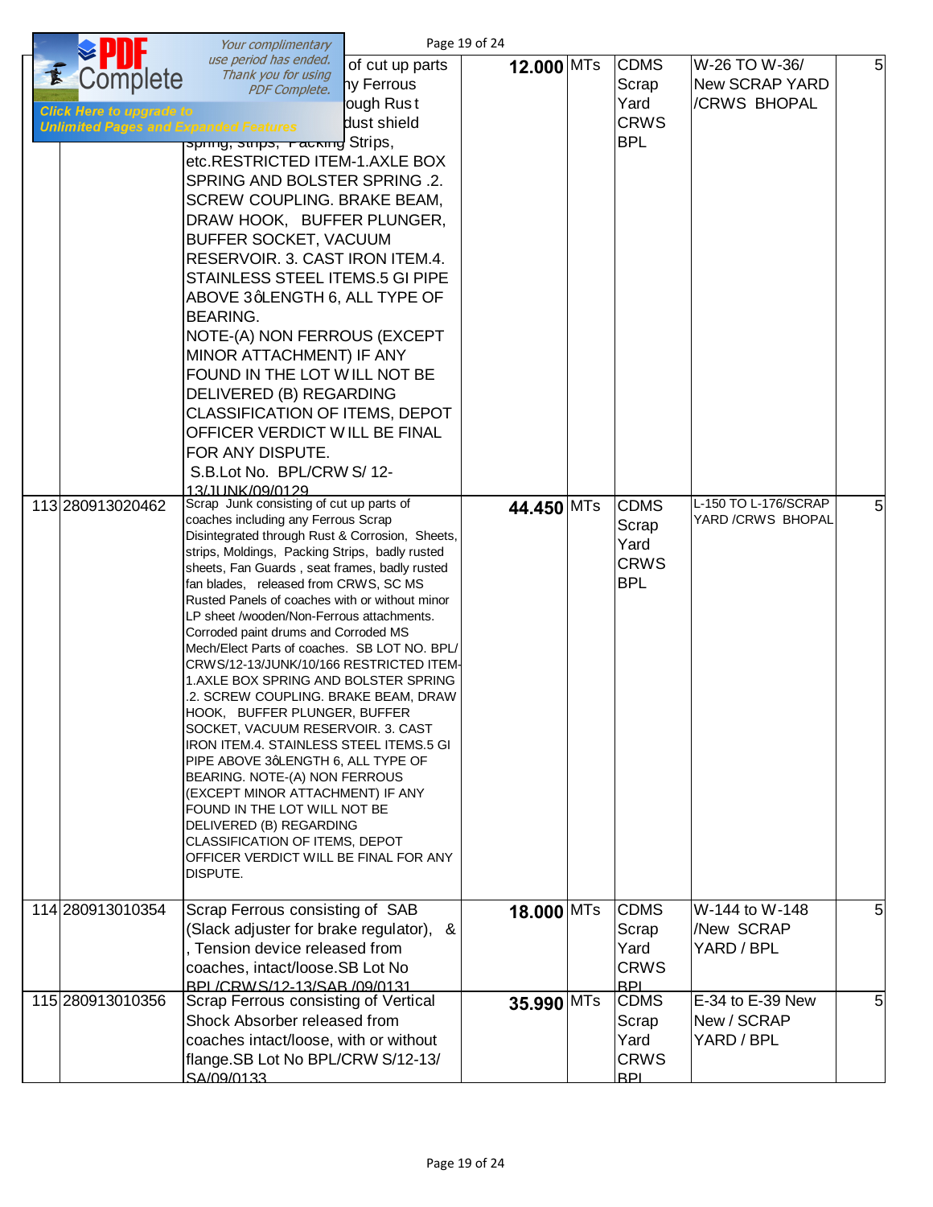| | | | | | | | |
|---|---|---|---|---|---|---|---|
| | | ... of cut up parts ... ny Ferrous ... ough Rust ... dust shield ... spring, strips, Packing Strips, etc.RESTRICTED ITEM-1.AXLE BOX SPRING AND BOLSTER SPRING .2. SCREW COUPLING. BRAKE BEAM, DRAW HOOK, BUFFER PLUNGER, BUFFER SOCKET, VACUUM RESERVOIR. 3. CAST IRON ITEM.4. STAINLESS STEEL ITEMS.5 GI PIPE ABOVE 3ôLENGTH 6, ALL TYPE OF BEARING. NOTE-(A) NON FERROUS (EXCEPT MINOR ATTACHMENT) IF ANY FOUND IN THE LOT WILL NOT BE DELIVERED (B) REGARDING CLASSIFICATION OF ITEMS, DEPOT OFFICER VERDICT WILL BE FINAL FOR ANY DISPUTE. S.B.Lot No. BPL/CRW S/ 12-13/JUNK/09/0129 | **12.000** | MTs | CDMS Scrap Yard CRWS BPL | W-26 TO W-36/ New SCRAP YARD /CRWS BHOPAL | 5 |
| 113 | 280913020462 | Scrap Junk consisting of cut up parts of coaches including any Ferrous Scrap Disintegrated through Rust & Corrosion, Sheets, strips, Moldings, Packing Strips, badly rusted sheets, Fan Guards , seat frames, badly rusted fan blades, released from CRWS, SC MS Rusted Panels of coaches with or without minor LP sheet /wooden/Non-Ferrous attachments. Corroded paint drums and Corroded MS Mech/Elect Parts of coaches. SB LOT NO. BPL/ CRWS/12-13/JUNK/10/166 RESTRICTED ITEM-1.AXLE BOX SPRING AND BOLSTER SPRING .2. SCREW COUPLING. BRAKE BEAM, DRAW HOOK, BUFFER PLUNGER, BUFFER SOCKET, VACUUM RESERVOIR. 3. CAST IRON ITEM.4. STAINLESS STEEL ITEMS.5 GI PIPE ABOVE 3ôLENGTH 6, ALL TYPE OF BEARING. NOTE-(A) NON FERROUS (EXCEPT MINOR ATTACHMENT) IF ANY FOUND IN THE LOT WILL NOT BE DELIVERED (B) REGARDING CLASSIFICATION OF ITEMS, DEPOT OFFICER VERDICT WILL BE FINAL FOR ANY DISPUTE. | **44.450** | MTs | CDMS Scrap Yard CRWS BPL | L-150 TO L-176/SCRAP YARD /CRWS BHOPAL | 5 |
| 114 | 280913010354 | Scrap Ferrous consisting of SAB (Slack adjuster for brake regulator), & , Tension device released from coaches, intact/loose.SB Lot No BPL/CRWS/12-13/SAB /09/0131 | **18.000** | MTs | CDMS Scrap Yard CRWS BPL | W-144 to W-148 /New SCRAP YARD / BPL | 5 |
| 115 | 280913010356 | Scrap Ferrous consisting of Vertical Shock Absorber released from coaches intact/loose, with or without flange.SB Lot No BPL/CRW S/12-13/ SA/09/0133 | **35.990** | MTs | CDMS Scrap Yard CRWS BPL | E-34 to E-39 New New / SCRAP YARD / BPL | 5 |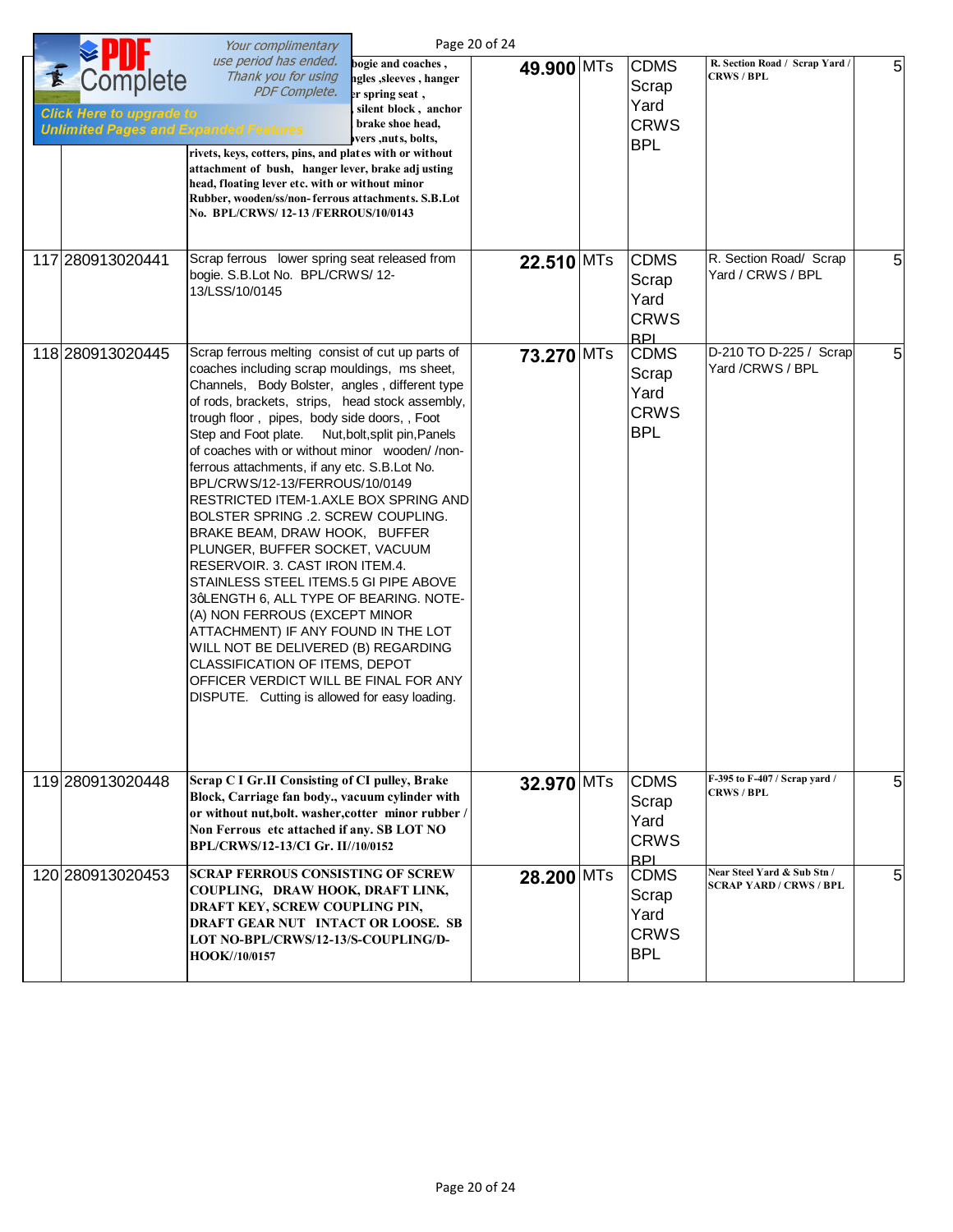| | | | | | | | |
|---|---|---|---|---|---|---|---|
| | | bogie and coaches , ngles ,sleeves , hanger er spring seat , silent block , anchor brake shoe head, vers ,nuts, bolts, rivets, keys, cotters, pins, and plates with or without attachment of bush, hanger lever, brake adjusting head, floating lever etc. with or without minor Rubber, wooden/ss/non-ferrous attachments. S.B.Lot No. BPL/CRWS/ 12-13 /FERROUS/10/0143 | 49.900 | MTs | CDMS Scrap Yard CRWS BPL | R. Section Road / Scrap Yard / CRWS / BPL | 5 |
| 117 | 280913020441 | Scrap ferrous lower spring seat released from bogie. S.B.Lot No. BPL/CRWS/ 12-13/LSS/10/0145 | 22.510 | MTs | CDMS Scrap Yard CRWS BPL | R. Section Road/ Scrap Yard / CRWS / BPL | 5 |
| 118 | 280913020445 | Scrap ferrous melting consist of cut up parts of coaches including scrap mouldings, ms sheet, Channels, Body Bolster, angles , different type of rods, brackets, strips, head stock assembly, trough floor , pipes, body side doors, , Foot Step and Foot plate. Nut,bolt,split pin,Panels of coaches with or without minor wooden/ /non-ferrous attachments, if any etc. S.B.Lot No. BPL/CRWS/12-13/FERROUS/10/0149 RESTRICTED ITEM-1.AXLE BOX SPRING AND BOLSTER SPRING .2. SCREW COUPLING. BRAKE BEAM, DRAW HOOK, BUFFER PLUNGER, BUFFER SOCKET, VACUUM RESERVOIR. 3. CAST IRON ITEM.4. STAINLESS STEEL ITEMS.5 GI PIPE ABOVE 3ôLENGTH 6, ALL TYPE OF BEARING. NOTE-(A) NON FERROUS (EXCEPT MINOR ATTACHMENT) IF ANY FOUND IN THE LOT WILL NOT BE DELIVERED (B) REGARDING CLASSIFICATION OF ITEMS, DEPOT OFFICER VERDICT WILL BE FINAL FOR ANY DISPUTE. Cutting is allowed for easy loading. | 73.270 | MTs | CDMS Scrap Yard CRWS BPL | D-210 TO D-225 / Scrap Yard /CRWS / BPL | 5 |
| 119 | 280913020448 | Scrap C I Gr.II Consisting of CI pulley, Brake Block, Carriage fan body., vacuum cylinder with or without nut,bolt. washer,cotter minor rubber / Non Ferrous etc attached if any. SB LOT NO BPL/CRWS/12-13/CI Gr. II//10/0152 | 32.970 | MTs | CDMS Scrap Yard CRWS BPL | F-395 to F-407 / Scrap yard / CRWS / BPL | 5 |
| 120 | 280913020453 | SCRAP FERROUS CONSISTING OF SCREW COUPLING, DRAW HOOK, DRAFT LINK, DRAFT KEY, SCREW COUPLING PIN, DRAFT GEAR NUT INTACT OR LOOSE. SB LOT NO-BPL/CRWS/12-13/S-COUPLING/D-HOOK//10/0157 | 28.200 | MTs | CDMS Scrap Yard CRWS BPL | Near Steel Yard & Sub Stn / SCRAP YARD / CRWS / BPL | 5 |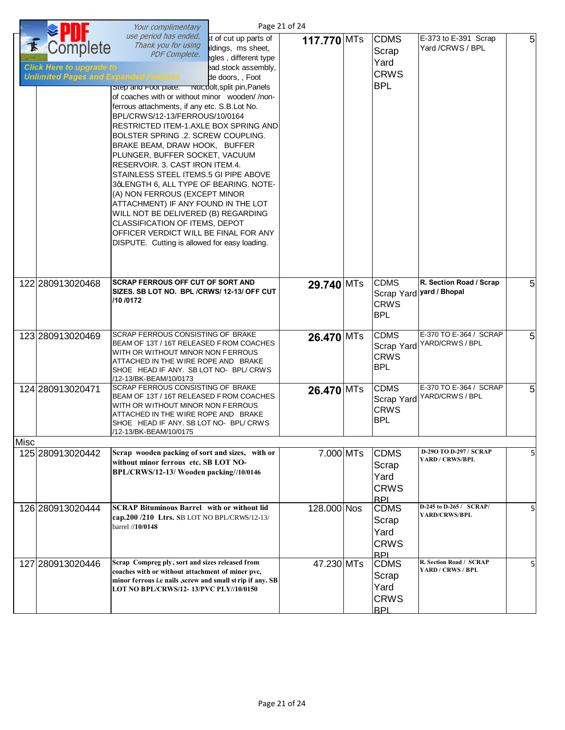| | | | | | | | |
|---|---|---|---|---|---|---|---|
| | | ...t of cut up parts of ...ldings, ms sheet, ...ngles , different type ...ead stock assembly, ...de doors, , Foot Step and Foot plate. Nut,bolt,split pin,Panels of coaches with or without minor wooden/ /non-ferrous attachments, if any etc. S.B.Lot No. BPL/CRWS/12-13/FERROUS/10/0164 RESTRICTED ITEM-1.AXLE BOX SPRING AND BOLSTER SPRING .2. SCREW COUPLING. BRAKE BEAM, DRAW HOOK, BUFFER PLUNGER, BUFFER SOCKET, VACUUM RESERVOIR. 3. CAST IRON ITEM.4. STAINLESS STEEL ITEMS.5 GI PIPE ABOVE 3ôLENGTH 6, ALL TYPE OF BEARING. NOTE-(A) NON FERROUS (EXCEPT MINOR ATTACHMENT) IF ANY FOUND IN THE LOT WILL NOT BE DELIVERED (B) REGARDING CLASSIFICATION OF ITEMS, DEPOT OFFICER VERDICT WILL BE FINAL FOR ANY DISPUTE. Cutting is allowed for easy loading. | **117.770** | MTs | CDMS Scrap Yard CRWS BPL | E-373 to E-391 Scrap Yard /CRWS / BPL | 5 |
| 122 | 280913020468 | **SCRAP FERROUS OFF CUT OF SORT AND SIZES. SB LOT NO. BPL /CRWS/ 12-13/ OFF CUT /10 /0172** | **29.740** | MTs | CDMS Scrap Yard CRWS BPL | **R. Section Road / Scrap yard / Bhopal** | 5 |
| 123 | 280913020469 | SCRAP FERROUS CONSISTING OF BRAKE BEAM OF 13T / 16T RELEASED FROM COACHES WITH OR WITHOUT MINOR NON FERROUS ATTACHED IN THE WIRE ROPE AND BRAKE SHOE HEAD IF ANY. SB LOT NO- BPL/ CRWS /12-13/BK-BEAM/10/0173 | **26.470** | MTs | CDMS Scrap Yard CRWS BPL | E-370 TO E-364 / SCRAP YARD/CRWS / BPL | 5 |
| 124 | 280913020471 | SCRAP FERROUS CONSISTING OF BRAKE BEAM OF 13T / 16T RELEASED FROM COACHES WITH OR WITHOUT MINOR NON FERROUS ATTACHED IN THE WIRE ROPE AND BRAKE SHOE HEAD IF ANY. SB LOT NO- BPL/ CRWS /12-13/BK-BEAM/10/0175 | **26.470** | MTs | CDMS Scrap Yard CRWS BPL | E-370 TO E-364 / SCRAP YARD/CRWS / BPL | 5 |
| Misc | | | | | | | |
| 125 | 280913020442 | **Scrap wooden packing of sort and sizes, with or without minor ferrous etc. SB LOT NO- BPL/CRWS/12-13/ Wooden packing//10/0146** | 7.000 | MTs | CDMS Scrap Yard CRWS BPL | **D-29O TO D-297 / SCRAP YARD / CRWS/BPL** | 5 |
| 126 | 280913020444 | **SCRAP Bituminous Barrel with or without lid cap.200 /210 Ltrs.** SB LOT NO BPL/CRWS/12-13/ barrel //**10/0148** | 128.000 | Nos | CDMS Scrap Yard CRWS BPL | **D-245 to D-265 / SCRAP/ YARD/CRWS/BPL** | 5 |
| 127 | 280913020446 | **Scrap Compreg ply, sort and sizes released from coaches with or without attachment of miner pvc, minor ferrous i.e nails ,screw and small st rip if any. SB LOT NO BPL/CRWS/12- 13/PVC PLY//10/0150** | 47.230 | MTs | CDMS Scrap Yard CRWS BPL | **R. Section Road / SCRAP YARD / CRWS / BPL** | 5 |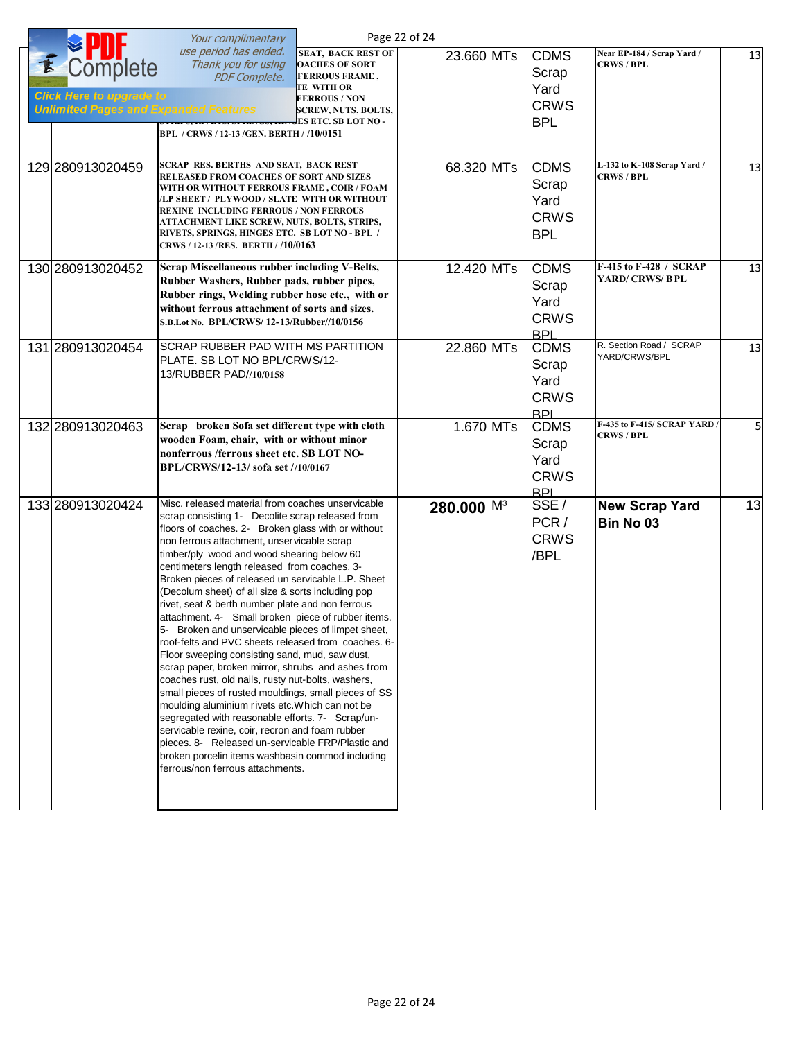| | | | | | | | |
|---|---|---|---|---|---|---|---|
| | | SEAT, BACK REST OF ...OACHES OF SORT ...FERROUS FRAME , ...TE WITH OR ...FERROUS / NON ...SCREW, NUTS, BOLTS, ...ES ETC. SB LOT NO - BPL / CRWS / 12-13 /GEN. BERTH / /10/0151 | 23.660 | MTs | CDMS Scrap Yard CRWS BPL | Near EP-184 / Scrap Yard / CRWS / BPL | 13 |
| 129 | 280913020459 | SCRAP RES. BERTHS AND SEAT, BACK REST RELEASED FROM COACHES OF SORT AND SIZES WITH OR WITHOUT FERROUS FRAME , COIR / FOAM /LP SHEET / PLYWOOD / SLATE WITH OR WITHOUT REXINE INCLUDING FERROUS / NON FERROUS ATTACHMENT LIKE SCREW, NUTS, BOLTS, STRIPS, RIVETS, SPRINGS, HINGES ETC. SB LOT NO - BPL / CRWS / 12-13 /RES. BERTH / /10/0163 | 68.320 | MTs | CDMS Scrap Yard CRWS BPL | L-132 to K-108 Scrap Yard / CRWS / BPL | 13 |
| 130 | 280913020452 | Scrap Miscellaneous rubber including V-Belts, Rubber Washers, Rubber pads, rubber pipes, Rubber rings, Welding rubber hose etc., with or without ferrous attachment of sorts and sizes. S.B.Lot No. BPL/CRWS/ 12-13/Rubber//10/0156 | 12.420 | MTs | CDMS Scrap Yard CRWS BPL | F-415 to F-428 / SCRAP YARD/ CRWS/ B PL | 13 |
| 131 | 280913020454 | SCRAP RUBBER PAD WITH MS PARTITION PLATE. SB LOT NO BPL/CRWS/12-13/RUBBER PAD//10/0158 | 22.860 | MTs | CDMS Scrap Yard CRWS BPL | R. Section Road / SCRAP YARD/CRWS/BPL | 13 |
| 132 | 280913020463 | Scrap broken Sofa set different type with cloth wooden Foam, chair, with or without minor nonferrous /ferrous sheet etc. SB LOT NO- BPL/CRWS/12-13/ sofa set //10/0167 | 1.670 | MTs | CDMS Scrap Yard CRWS BPL | F-435 to F-415/ SCRAP YARD / CRWS / BPL | 5 |
| 133 | 280913020424 | Misc. released material from coaches unservicable scrap consisting 1- Decolite scrap released from floors of coaches. 2- Broken glass with or without non ferrous attachment, unservicable scrap timber/ply wood and wood shearing below 60 centimeters length released from coaches. 3- Broken pieces of released un servicable L.P. Sheet (Decolum sheet) of all size & sorts including pop rivet, seat & berth number plate and non ferrous attachment. 4- Small broken piece of rubber items. 5- Broken and unservicable pieces of limpet sheet, roof-felts and PVC sheets released from coaches. 6- Floor sweeping consisting sand, mud, saw dust, scrap paper, broken mirror, shrubs and ashes from coaches rust, old nails, rusty nut-bolts, washers, small pieces of rusted mouldings, small pieces of SS moulding aluminium rivets etc.Which can not be segregated with reasonable efforts. 7- Scrap/un-servicable rexine, coir, recron and foam rubber pieces. 8- Released un-servicable FRP/Plastic and broken porcelin items washbasin commod including ferrous/non ferrous attachments. | **280.000** | $M^3$ | SSE / PCR / CRWS /BPL | **New Scrap Yard Bin No 03** | 13 |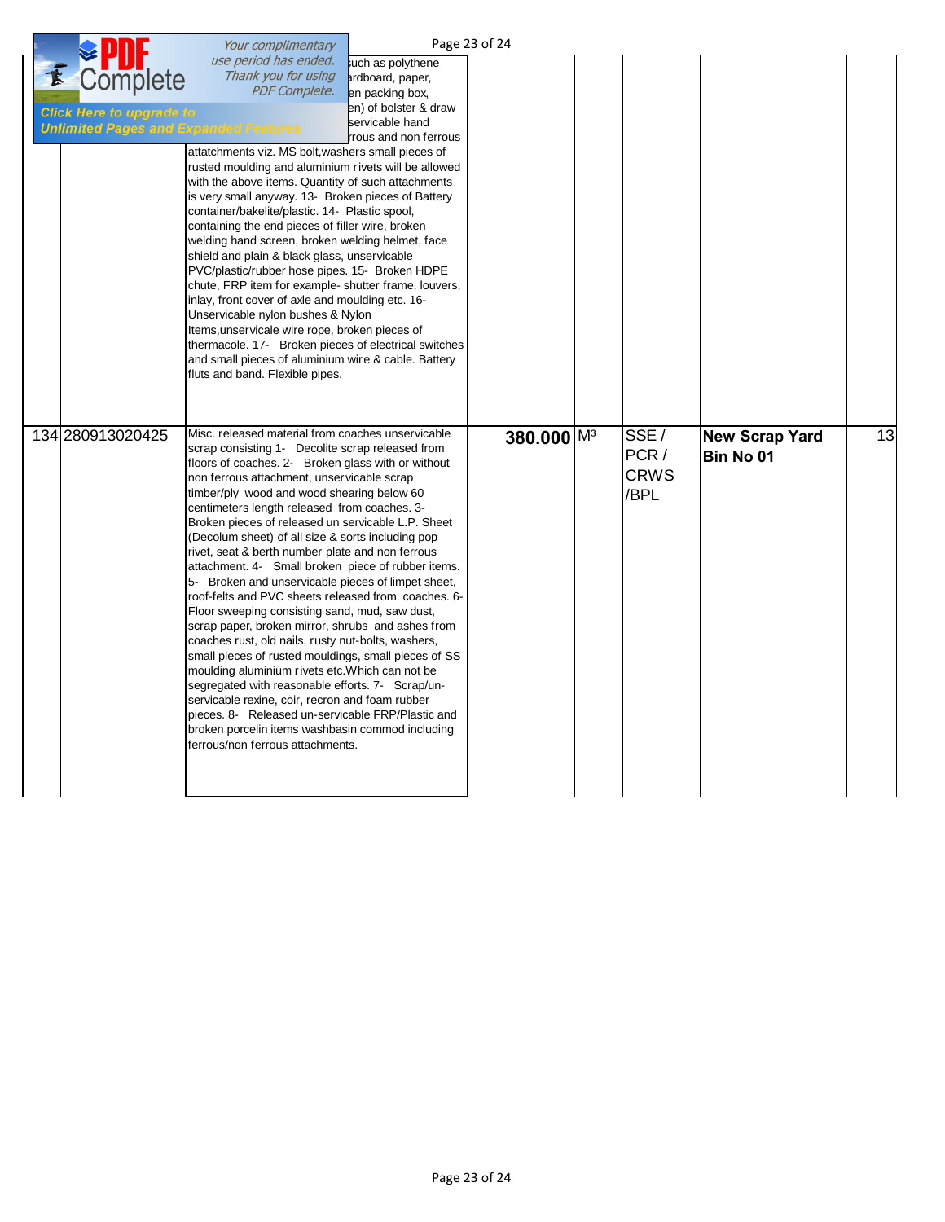| | | | | | | | |
|---|---|---|---|---|---|---|---|
| | | ...such as polythene ...rdboard, paper, ...en packing box, ...en) of bolster & draw ...servicable hand ...rous and non ferrous attachments viz. MS bolt,washers small pieces of rusted moulding and aluminium rivets will be allowed with the above items. Quantity of such attachments is very small anyway. 13- Broken pieces of Battery container/bakelite/plastic. 14- Plastic spool, containing the end pieces of filler wire, broken welding hand screen, broken welding helmet, face shield and plain & black glass, unservicable PVC/plastic/rubber hose pipes. 15- Broken HDPE chute, FRP item for example- shutter frame, louvers, inlay, front cover of axle and moulding etc. 16- Unservicable nylon bushes & Nylon Items,unservicale wire rope, broken pieces of thermacole. 17- Broken pieces of electrical switches and small pieces of aluminium wire & cable. Battery fluts and band. Flexible pipes. | | | | | |
| 134 | 280913020425 | Misc. released material from coaches unservicable scrap consisting 1- Decolite scrap released from floors of coaches. 2- Broken glass with or without non ferrous attachment, unservicable scrap timber/ply wood and wood shearing below 60 centimeters length released from coaches. 3- Broken pieces of released un servicable L.P. Sheet (Decolum sheet) of all size & sorts including pop rivet, seat & berth number plate and non ferrous attachment. 4- Small broken piece of rubber items. 5- Broken and unservicable pieces of limpet sheet, roof-felts and PVC sheets released from coaches. 6- Floor sweeping consisting sand, mud, saw dust, scrap paper, broken mirror, shrubs and ashes from coaches rust, old nails, rusty nut-bolts, washers, small pieces of rusted mouldings, small pieces of SS moulding aluminium rivets etc.Which can not be segregated with reasonable efforts. 7- Scrap/un-servicable rexine, coir, recron and foam rubber pieces. 8- Released un-servicable FRP/Plastic and broken porcelin items washbasin commod including ferrous/non ferrous attachments. | **380.000** | $M^3$ | SSE / PCR / CRWS /BPL | **New Scrap Yard Bin No 01** | 13 |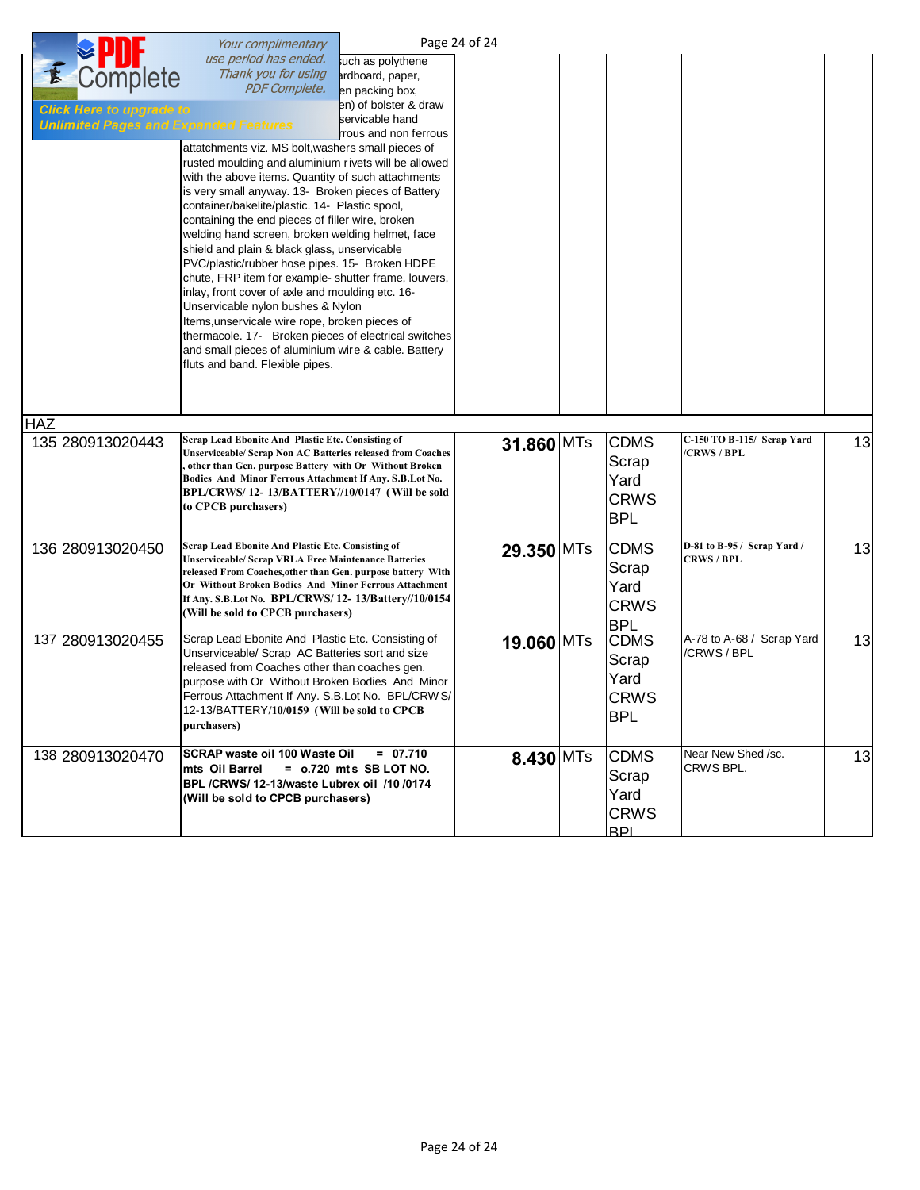| | | | | | | | |
|---|---|---|---|---|---|---|---|
| | | ...such as polythene ...rdboard, paper, ...en packing box, ...en) of bolster & draw ...servicable hand ...rrous and non ferrous attachments viz. MS bolt,washers small pieces of rusted moulding and aluminium rivets will be allowed with the above items. Quantity of such attachments is very small anyway. 13- Broken pieces of Battery container/bakelite/plastic. 14- Plastic spool, containing the end pieces of filler wire, broken welding hand screen, broken welding helmet, face shield and plain & black glass, unservicable PVC/plastic/rubber hose pipes. 15- Broken HDPE chute, FRP item for example- shutter frame, louvers, inlay, front cover of axle and moulding etc. 16- Unservicable nylon bushes & Nylon Items,unservicale wire rope, broken pieces of thermacole. 17- Broken pieces of electrical switches and small pieces of aluminium wire & cable. Battery fluts and band. Flexible pipes. | | | | | |
| HAZ | | | | | | | |
| 135 | 280913020443 | **Scrap Lead Ebonite And Plastic Etc. Consisting of Unserviceable/ Scrap Non AC Batteries released from Coaches , other than Gen. purpose Battery with Or Without Broken Bodies And Minor Ferrous Attachment If Any. S.B.Lot No. BPL/CRWS/ 12- 13/BATTERY//10/0147 (Will be sold to CPCB purchasers)** | **31.860** | MTs | CDMS Scrap Yard CRWS BPL | **C-150 TO B-115/ Scrap Yard /CRWS / BPL** | 13 |
| 136 | 280913020450 | **Scrap Lead Ebonite And Plastic Etc. Consisting of Unserviceable/ Scrap VRLA Free Maintenance Batteries released From Coaches,other than Gen. purpose battery With Or Without Broken Bodies And Minor Ferrous Attachment If Any. S.B.Lot No. BPL/CRWS/ 12- 13/Battery//10/0154 (Will be sold to CPCB purchasers)** | **29.350** | MTs | CDMS Scrap Yard CRWS BPL | **D-81 to B-95 / Scrap Yard / CRWS / BPL** | 13 |
| 137 | 280913020455 | Scrap Lead Ebonite And Plastic Etc. Consisting of Unserviceable/ Scrap AC Batteries sort and size released from Coaches other than coaches gen. purpose with Or Without Broken Bodies And Minor Ferrous Attachment If Any. S.B.Lot No. BPL/CRWS/ 12-13/BATTERY/**10/0159 (Will be sold to CPCB purchasers)** | **19.060** | MTs | CDMS Scrap Yard CRWS BPL | A-78 to A-68 / Scrap Yard /CRWS / BPL | 13 |
| 138 | 280913020470 | **SCRAP waste oil 100 Waste Oil = 07.710 mts Oil Barrel = o.720 mts SB LOT NO. BPL /CRWS/ 12-13/waste Lubrex oil /10 /0174 (Will be sold to CPCB purchasers)** | **8.430** | MTs | CDMS Scrap Yard CRWS BPL | Near New Shed /sc. CRWS BPL. | 13 |